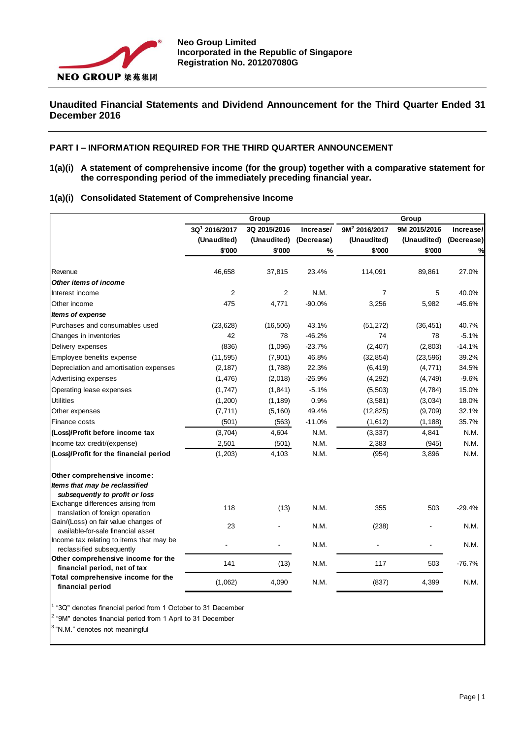**Neo Group Limited**
**Incorporated in the Republic of Singapore**
**Registration No. 201207080G**

# Unaudited Financial Statements and Dividend Announcement for the Third Quarter Ended 31 December 2016

## PART I – INFORMATION REQUIRED FOR THE THIRD QUARTER ANNOUNCEMENT

**1(a)(i) A statement of comprehensive income (for the group) together with a comparative statement for the corresponding period of the immediately preceding financial year.**

### 1(a)(i) Consolidated Statement of Comprehensive Income

| | Group | | | Group | | |
|---|---|---|---|---|---|---|
| | 3Q[1] 2016/2017 (Unaudited) $'000 | 3Q 2015/2016 (Unaudited) $'000 | Increase/ (Decrease) % | 9M[2] 2016/2017 (Unaudited) $'000 | 9M 2015/2016 (Unaudited) $'000 | Increase/ (Decrease) % |
| Revenue | 46,658 | 37,815 | 23.4% | 114,091 | 89,861 | 27.0% |
| ***Other items of income*** | | | | | | |
| Interest income | 2 | 2 | N.M. | 7 | 5 | 40.0% |
| Other income | 475 | 4,771 | -90.0% | 3,256 | 5,982 | -45.6% |
| ***Items of expense*** | | | | | | |
| Purchases and consumables used | (23,628) | (16,506) | 43.1% | (51,272) | (36,451) | 40.7% |
| Changes in inventories | 42 | 78 | -46.2% | 74 | 78 | -5.1% |
| Delivery expenses | (836) | (1,096) | -23.7% | (2,407) | (2,803) | -14.1% |
| Employee benefits expense | (11,595) | (7,901) | 46.8% | (32,854) | (23,596) | 39.2% |
| Depreciation and amortisation expenses | (2,187) | (1,788) | 22.3% | (6,419) | (4,771) | 34.5% |
| Advertising expenses | (1,476) | (2,018) | -26.9% | (4,292) | (4,749) | -9.6% |
| Operating lease expenses | (1,747) | (1,841) | -5.1% | (5,503) | (4,784) | 15.0% |
| Utilities | (1,200) | (1,189) | 0.9% | (3,581) | (3,034) | 18.0% |
| Other expenses | (7,711) | (5,160) | 49.4% | (12,825) | (9,709) | 32.1% |
| Finance costs | (501) | (563) | -11.0% | (1,612) | (1,188) | 35.7% |
| **(Loss)/Profit before income tax** | (3,704) | 4,604 | N.M. | (3,337) | 4,841 | N.M. |
| Income tax credit/(expense) | 2,501 | (501) | N.M. | 2,383 | (945) | N.M. |
| **(Loss)/Profit for the financial period** | (1,203) | 4,103 | N.M. | (954) | 3,896 | N.M. |
| **Other comprehensive income:** | | | | | | |
| ***Items that may be reclassified subsequently to profit or loss*** | | | | | | |
| Exchange differences arising from translation of foreign operation | 118 | (13) | N.M. | 355 | 503 | -29.4% |
| Gain/(Loss) on fair value changes of available-for-sale financial asset | 23 | - | N.M. | (238) | - | N.M. |
| Income tax relating to items that may be reclassified subsequently | - | - | N.M. | - | - | N.M. |
| **Other comprehensive income for the financial period, net of tax** | 141 | (13) | N.M. | 117 | 503 | -76.7% |
| **Total comprehensive income for the financial period** | (1,062) | 4,090 | N.M. | (837) | 4,399 | N.M. |

[1] "3Q" denotes financial period from 1 October to 31 December
[2] "9M" denotes financial period from 1 April to 31 December
[3] "N.M." denotes not meaningful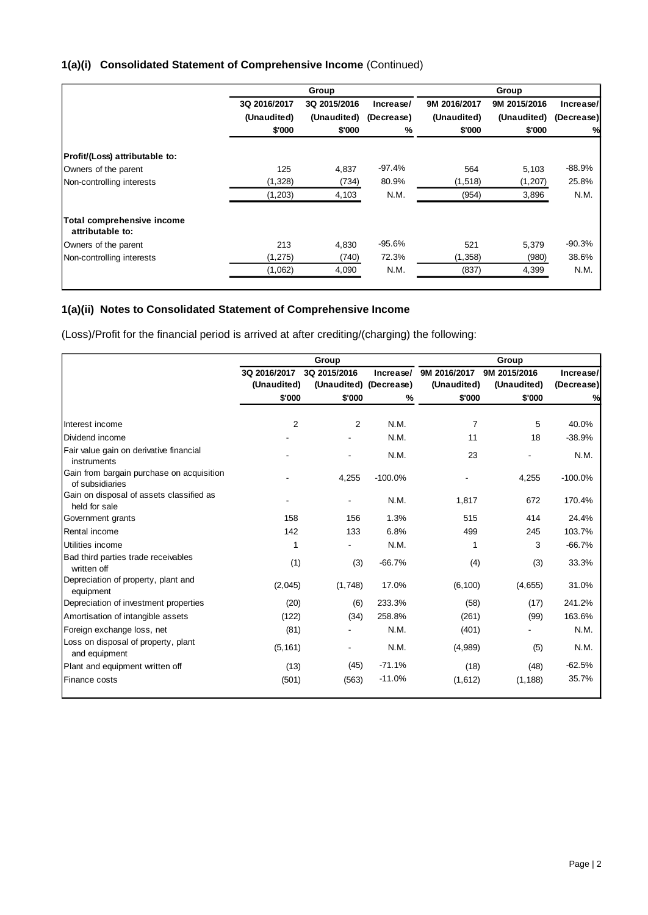### 1(a)(i) Consolidated Statement of Comprehensive Income (Continued)

| | Group | | | Group | | |
|---|---|---|---|---|---|---|
| | 3Q 2016/2017 (Unaudited) | 3Q 2015/2016 (Unaudited) | Increase/ (Decrease) | 9M 2016/2017 (Unaudited) | 9M 2015/2016 (Unaudited) | Increase/ (Decrease) |
| | $'000 | $'000 | % | $'000 | $'000 | % |
| **Profit/(Loss) attributable to:** | | | | | | |
| Owners of the parent | 125 | 4,837 | -97.4% | 564 | 5,103 | -88.9% |
| Non-controlling interests | (1,328) | (734) | 80.9% | (1,518) | (1,207) | 25.8% |
| | (1,203) | 4,103 | N.M. | (954) | 3,896 | N.M. |
| **Total comprehensive income attributable to:** | | | | | | |
| Owners of the parent | 213 | 4,830 | -95.6% | 521 | 5,379 | -90.3% |
| Non-controlling interests | (1,275) | (740) | 72.3% | (1,358) | (980) | 38.6% |
| | (1,062) | 4,090 | N.M. | (837) | 4,399 | N.M. |

### 1(a)(ii) Notes to Consolidated Statement of Comprehensive Income

(Loss)/Profit for the financial period is arrived at after crediting/(charging) the following:

| | Group | | | Group | | |
|---|---|---|---|---|---|---|
| | 3Q 2016/2017 (Unaudited) | 3Q 2015/2016 (Unaudited) | Increase/ (Decrease) | 9M 2016/2017 (Unaudited) | 9M 2015/2016 (Unaudited) | Increase/ (Decrease) |
| | $'000 | $'000 | % | $'000 | $'000 | % |
| Interest income | 2 | 2 | N.M. | 7 | 5 | 40.0% |
| Dividend income | - | - | N.M. | 11 | 18 | -38.9% |
| Fair value gain on derivative financial instruments | - | - | N.M. | 23 | - | N.M. |
| Gain from bargain purchase on acquisition of subsidiaries | - | 4,255 | -100.0% | - | 4,255 | -100.0% |
| Gain on disposal of assets classified as held for sale | - | - | N.M. | 1,817 | 672 | 170.4% |
| Government grants | 158 | 156 | 1.3% | 515 | 414 | 24.4% |
| Rental income | 142 | 133 | 6.8% | 499 | 245 | 103.7% |
| Utilities income | 1 | - | N.M. | 1 | 3 | -66.7% |
| Bad third parties trade receivables written off | (1) | (3) | -66.7% | (4) | (3) | 33.3% |
| Depreciation of property, plant and equipment | (2,045) | (1,748) | 17.0% | (6,100) | (4,655) | 31.0% |
| Depreciation of investment properties | (20) | (6) | 233.3% | (58) | (17) | 241.2% |
| Amortisation of intangible assets | (122) | (34) | 258.8% | (261) | (99) | 163.6% |
| Foreign exchange loss, net | (81) | - | N.M. | (401) | - | N.M. |
| Loss on disposal of property, plant and equipment | (5,161) | - | N.M. | (4,989) | (5) | N.M. |
| Plant and equipment written off | (13) | (45) | -71.1% | (18) | (48) | -62.5% |
| Finance costs | (501) | (563) | -11.0% | (1,612) | (1,188) | 35.7% |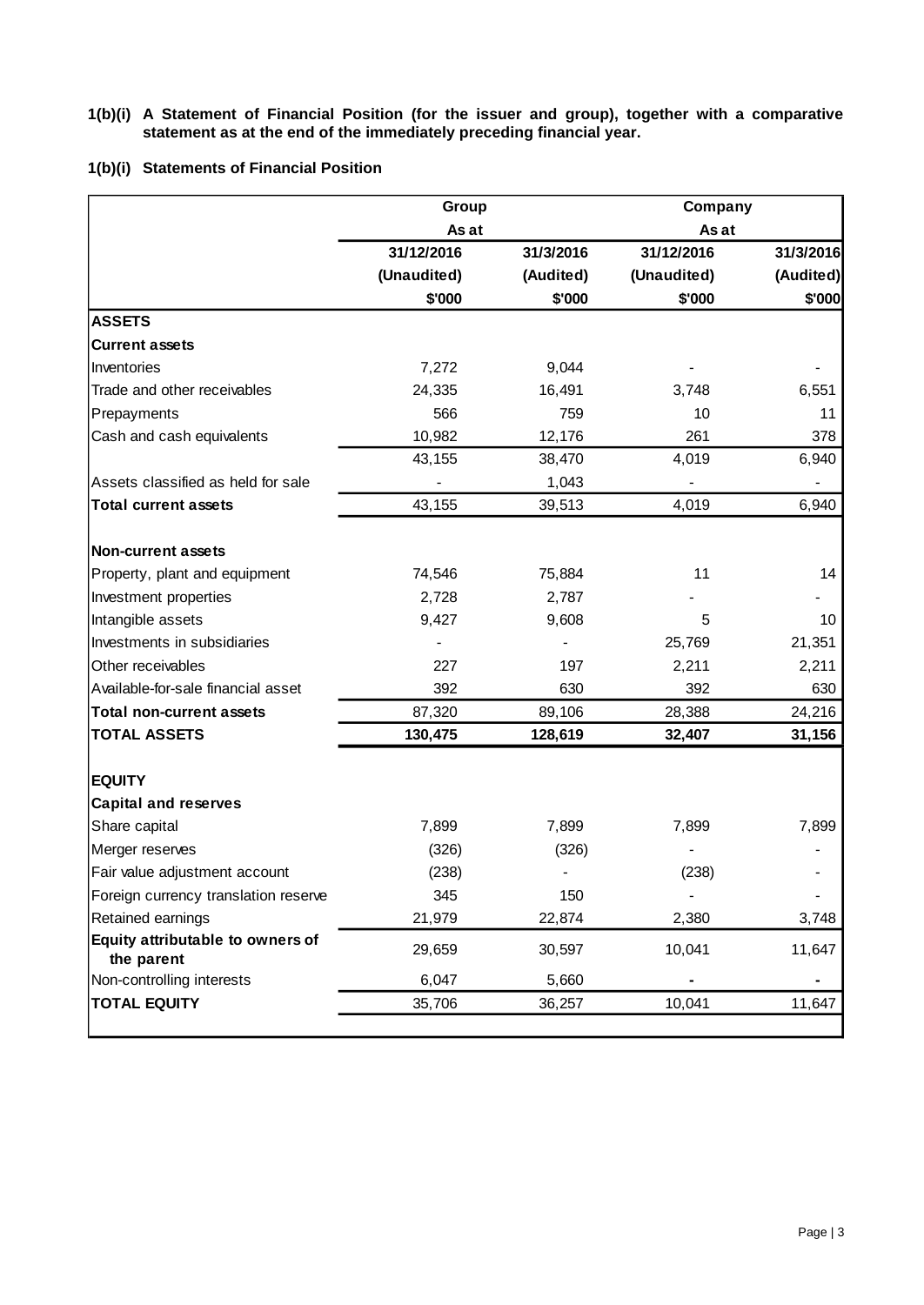**1(b)(i) A Statement of Financial Position (for the issuer and group), together with a comparative statement as at the end of the immediately preceding financial year.**

**1(b)(i) Statements of Financial Position**

| | Group | | Company | |
|---|---|---|---|---|
| | As at | | As at | |
| | 31/12/2016 | 31/3/2016 | 31/12/2016 | 31/3/2016 |
| | (Unaudited) | (Audited) | (Unaudited) | (Audited) |
| | $'000 | $'000 | $'000 | $'000 |
| **ASSETS** | | | | |
| **Current assets** | | | | |
| Inventories | 7,272 | 9,044 | - | - |
| Trade and other receivables | 24,335 | 16,491 | 3,748 | 6,551 |
| Prepayments | 566 | 759 | 10 | 11 |
| Cash and cash equivalents | 10,982 | 12,176 | 261 | 378 |
| | 43,155 | 38,470 | 4,019 | 6,940 |
| Assets classified as held for sale | - | 1,043 | - | - |
| **Total current assets** | 43,155 | 39,513 | 4,019 | 6,940 |
| **Non-current assets** | | | | |
| Property, plant and equipment | 74,546 | 75,884 | 11 | 14 |
| Investment properties | 2,728 | 2,787 | - | - |
| Intangible assets | 9,427 | 9,608 | 5 | 10 |
| Investments in subsidiaries | - | - | 25,769 | 21,351 |
| Other receivables | 227 | 197 | 2,211 | 2,211 |
| Available-for-sale financial asset | 392 | 630 | 392 | 630 |
| **Total non-current assets** | 87,320 | 89,106 | 28,388 | 24,216 |
| **TOTAL ASSETS** | **130,475** | **128,619** | **32,407** | **31,156** |
| **EQUITY** | | | | |
| **Capital and reserves** | | | | |
| Share capital | 7,899 | 7,899 | 7,899 | 7,899 |
| Merger reserves | (326) | (326) | - | - |
| Fair value adjustment account | (238) | - | (238) | - |
| Foreign currency translation reserve | 345 | 150 | - | - |
| Retained earnings | 21,979 | 22,874 | 2,380 | 3,748 |
| **Equity attributable to owners of the parent** | 29,659 | 30,597 | 10,041 | 11,647 |
| Non-controlling interests | 6,047 | 5,660 | - | - |
| **TOTAL EQUITY** | 35,706 | 36,257 | 10,041 | 11,647 |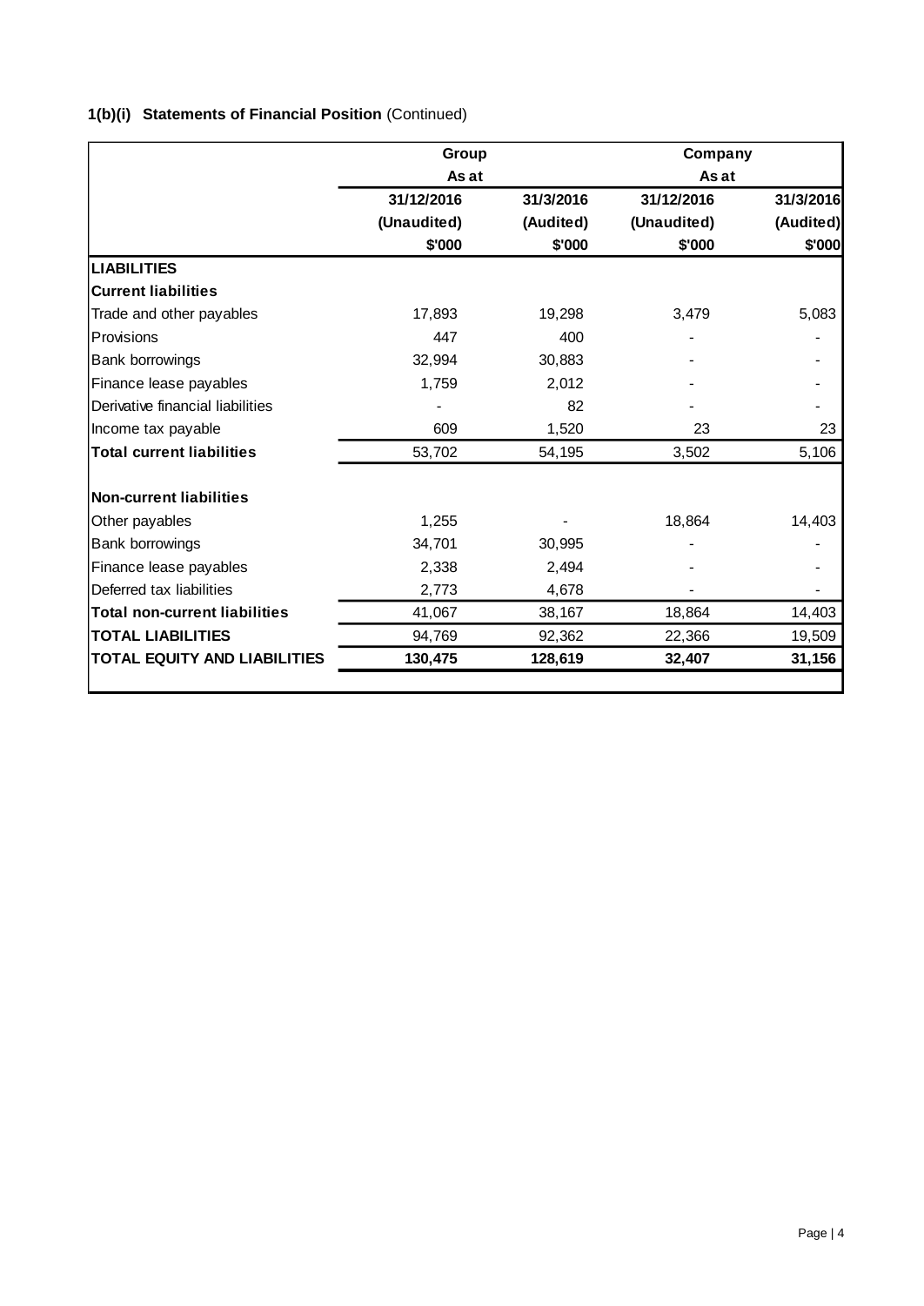**1(b)(i) Statements of Financial Position** (Continued)

| | Group | | Company | |
|---|---|---|---|---|
| | As at | | As at | |
| | 31/12/2016 | 31/3/2016 | 31/12/2016 | 31/3/2016 |
| | (Unaudited) | (Audited) | (Unaudited) | (Audited) |
| | $'000 | $'000 | $'000 | $'000 |
| **LIABILITIES** | | | | |
| **Current liabilities** | | | | |
| Trade and other payables | 17,893 | 19,298 | 3,479 | 5,083 |
| Provisions | 447 | 400 | - | - |
| Bank borrowings | 32,994 | 30,883 | - | - |
| Finance lease payables | 1,759 | 2,012 | - | - |
| Derivative financial liabilities | - | 82 | - | - |
| Income tax payable | 609 | 1,520 | 23 | 23 |
| **Total current liabilities** | 53,702 | 54,195 | 3,502 | 5,106 |
| | | | | |
| **Non-current liabilities** | | | | |
| Other payables | 1,255 | - | 18,864 | 14,403 |
| Bank borrowings | 34,701 | 30,995 | - | - |
| Finance lease payables | 2,338 | 2,494 | - | - |
| Deferred tax liabilities | 2,773 | 4,678 | - | - |
| **Total non-current liabilities** | 41,067 | 38,167 | 18,864 | 14,403 |
| **TOTAL LIABILITIES** | 94,769 | 92,362 | 22,366 | 19,509 |
| **TOTAL EQUITY AND LIABILITIES** | **130,475** | **128,619** | **32,407** | **31,156** |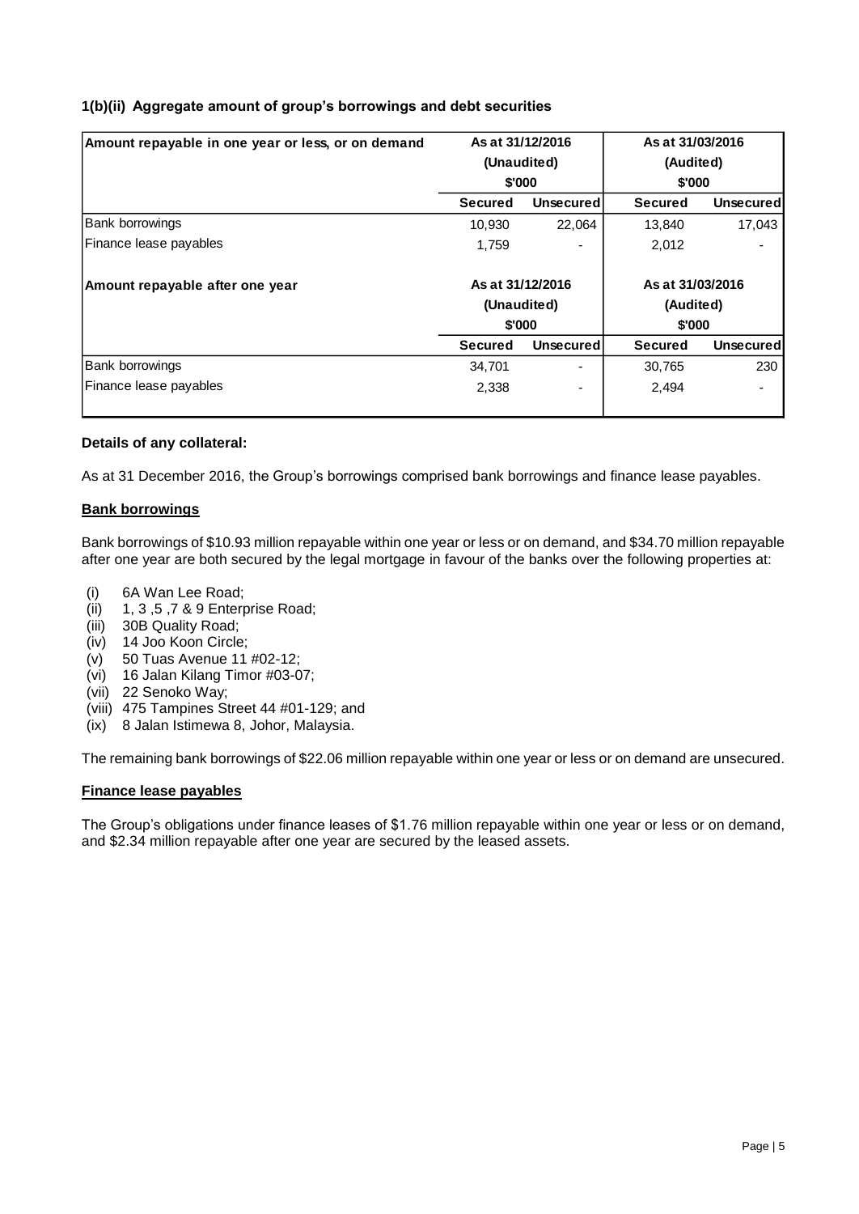### 1(b)(ii) Aggregate amount of group's borrowings and debt securities

| Amount repayable in one year or less, or on demand | As at 31/12/2016 (Unaudited) $'000 | | As at 31/03/2016 (Audited) $'000 | |
|---|---|---|---|---|
| | **Secured** | **Unsecured** | **Secured** | **Unsecured** |
| Bank borrowings | 10,930 | 22,064 | 13,840 | 17,043 |
| Finance lease payables | 1,759 | - | 2,012 | - |
| **Amount repayable after one year** | **As at 31/12/2016 (Unaudited) $'000** | | **As at 31/03/2016 (Audited) $'000** | |
| | **Secured** | **Unsecured** | **Secured** | **Unsecured** |
| Bank borrowings | 34,701 | - | 30,765 | 230 |
| Finance lease payables | 2,338 | - | 2,494 | - |

**Details of any collateral:**

As at 31 December 2016, the Group's borrowings comprised bank borrowings and finance lease payables.

**Bank borrowings**

Bank borrowings of $10.93 million repayable within one year or less or on demand, and $34.70 million repayable after one year are both secured by the legal mortgage in favour of the banks over the following properties at:

(i) 6A Wan Lee Road;
(ii) 1, 3 ,5 ,7 & 9 Enterprise Road;
(iii) 30B Quality Road;
(iv) 14 Joo Koon Circle;
(v) 50 Tuas Avenue 11 #02-12;
(vi) 16 Jalan Kilang Timor #03-07;
(vii) 22 Senoko Way;
(viii) 475 Tampines Street 44 #01-129; and
(ix) 8 Jalan Istimewa 8, Johor, Malaysia.

The remaining bank borrowings of $22.06 million repayable within one year or less or on demand are unsecured.

**Finance lease payables**

The Group's obligations under finance leases of $1.76 million repayable within one year or less or on demand, and $2.34 million repayable after one year are secured by the leased assets.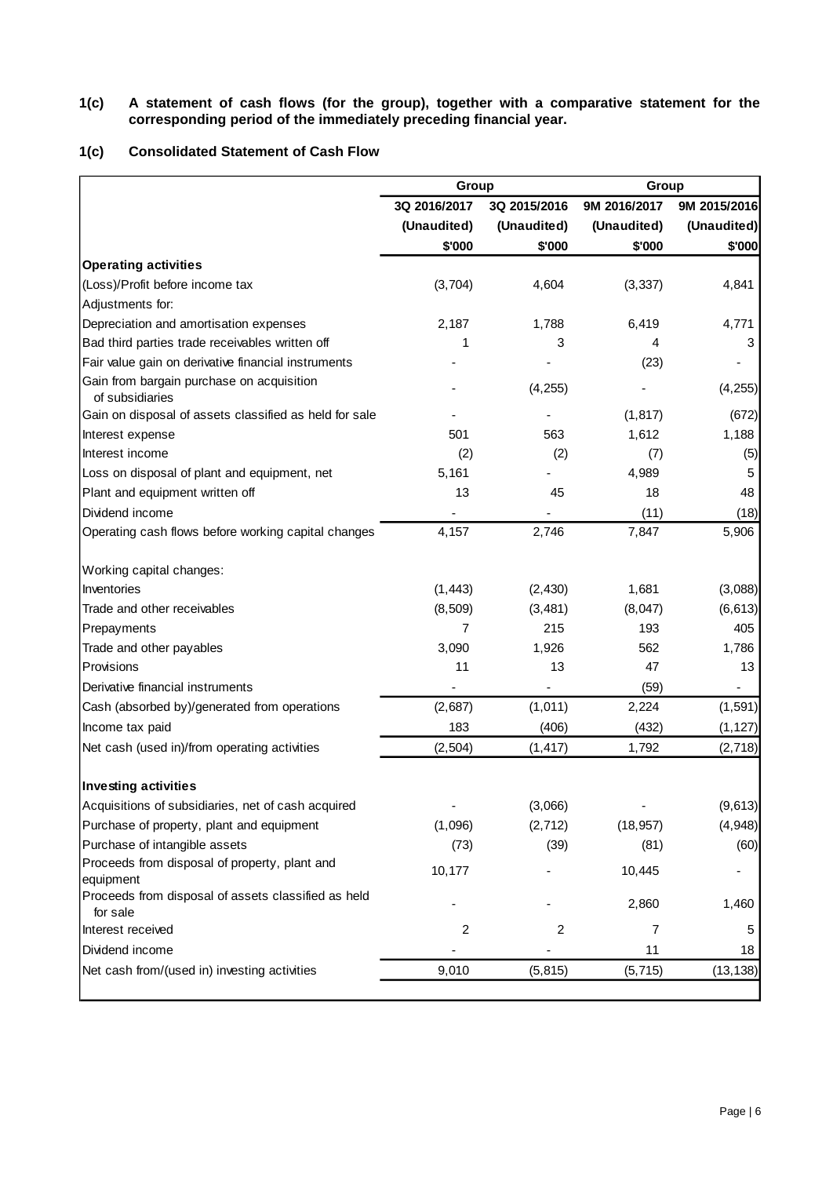**1(c) A statement of cash flows (for the group), together with a comparative statement for the corresponding period of the immediately preceding financial year.**

**1(c) Consolidated Statement of Cash Flow**

| | Group | | Group | |
|---|---|---|---|---|
| | 3Q 2016/2017 | 3Q 2015/2016 | 9M 2016/2017 | 9M 2015/2016 |
| | (Unaudited) | (Unaudited) | (Unaudited) | (Unaudited) |
| | $'000 | $'000 | $'000 | $'000 |
| **Operating activities** | | | | |
| (Loss)/Profit before income tax | (3,704) | 4,604 | (3,337) | 4,841 |
| Adjustments for: | | | | |
| Depreciation and amortisation expenses | 2,187 | 1,788 | 6,419 | 4,771 |
| Bad third parties trade receivables written off | 1 | 3 | 4 | 3 |
| Fair value gain on derivative financial instruments | - | - | (23) | - |
| Gain from bargain purchase on acquisition of subsidiaries | - | (4,255) | - | (4,255) |
| Gain on disposal of assets classified as held for sale | - | - | (1,817) | (672) |
| Interest expense | 501 | 563 | 1,612 | 1,188 |
| Interest income | (2) | (2) | (7) | (5) |
| Loss on disposal of plant and equipment, net | 5,161 | - | 4,989 | 5 |
| Plant and equipment written off | 13 | 45 | 18 | 48 |
| Dividend income | - | - | (11) | (18) |
| Operating cash flows before working capital changes | 4,157 | 2,746 | 7,847 | 5,906 |
| Working capital changes: | | | | |
| Inventories | (1,443) | (2,430) | 1,681 | (3,088) |
| Trade and other receivables | (8,509) | (3,481) | (8,047) | (6,613) |
| Prepayments | 7 | 215 | 193 | 405 |
| Trade and other payables | 3,090 | 1,926 | 562 | 1,786 |
| Provisions | 11 | 13 | 47 | 13 |
| Derivative financial instruments | - | - | (59) | - |
| Cash (absorbed by)/generated from operations | (2,687) | (1,011) | 2,224 | (1,591) |
| Income tax paid | 183 | (406) | (432) | (1,127) |
| Net cash (used in)/from operating activities | (2,504) | (1,417) | 1,792 | (2,718) |
| **Investing activities** | | | | |
| Acquisitions of subsidiaries, net of cash acquired | - | (3,066) | - | (9,613) |
| Purchase of property, plant and equipment | (1,096) | (2,712) | (18,957) | (4,948) |
| Purchase of intangible assets | (73) | (39) | (81) | (60) |
| Proceeds from disposal of property, plant and equipment | 10,177 | - | 10,445 | - |
| Proceeds from disposal of assets classified as held for sale | - | - | 2,860 | 1,460 |
| Interest received | 2 | 2 | 7 | 5 |
| Dividend income | - | - | 11 | 18 |
| Net cash from/(used in) investing activities | 9,010 | (5,815) | (5,715) | (13,138) |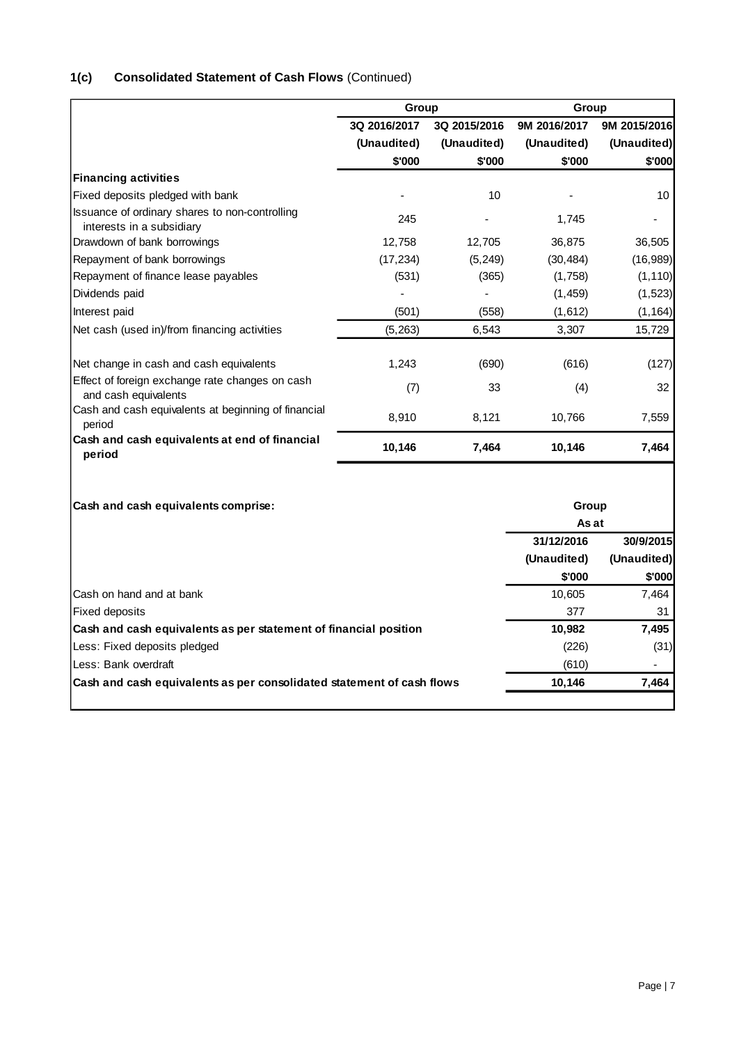## 1(c) Consolidated Statement of Cash Flows (Continued)

| | Group | | Group | |
|---|---|---|---|---|
| | 3Q 2016/2017 | 3Q 2015/2016 | 9M 2016/2017 | 9M 2015/2016 |
| | (Unaudited) | (Unaudited) | (Unaudited) | (Unaudited) |
| | $'000 | $'000 | $'000 | $'000 |
| **Financing activities** | | | | |
| Fixed deposits pledged with bank | - | 10 | - | 10 |
| Issuance of ordinary shares to non-controlling interests in a subsidiary | 245 | - | 1,745 | - |
| Drawdown of bank borrowings | 12,758 | 12,705 | 36,875 | 36,505 |
| Repayment of bank borrowings | (17,234) | (5,249) | (30,484) | (16,989) |
| Repayment of finance lease payables | (531) | (365) | (1,758) | (1,110) |
| Dividends paid | - | - | (1,459) | (1,523) |
| Interest paid | (501) | (558) | (1,612) | (1,164) |
| Net cash (used in)/from financing activities | (5,263) | 6,543 | 3,307 | 15,729 |
| | | | | |
| Net change in cash and cash equivalents | 1,243 | (690) | (616) | (127) |
| Effect of foreign exchange rate changes on cash and cash equivalents | (7) | 33 | (4) | 32 |
| Cash and cash equivalents at beginning of financial period | 8,910 | 8,121 | 10,766 | 7,559 |
| **Cash and cash equivalents at end of financial period** | **10,146** | **7,464** | **10,146** | **7,464** |

| **Cash and cash equivalents comprise:** | Group | |
|---|---|---|
| | As at | |
| | 31/12/2016 | 30/9/2015 |
| | (Unaudited) | (Unaudited) |
| | $'000 | $'000 |
| Cash on hand and at bank | 10,605 | 7,464 |
| Fixed deposits | 377 | 31 |
| **Cash and cash equivalents as per statement of financial position** | **10,982** | **7,495** |
| Less: Fixed deposits pledged | (226) | (31) |
| Less: Bank overdraft | (610) | - |
| **Cash and cash equivalents as per consolidated statement of cash flows** | **10,146** | **7,464** |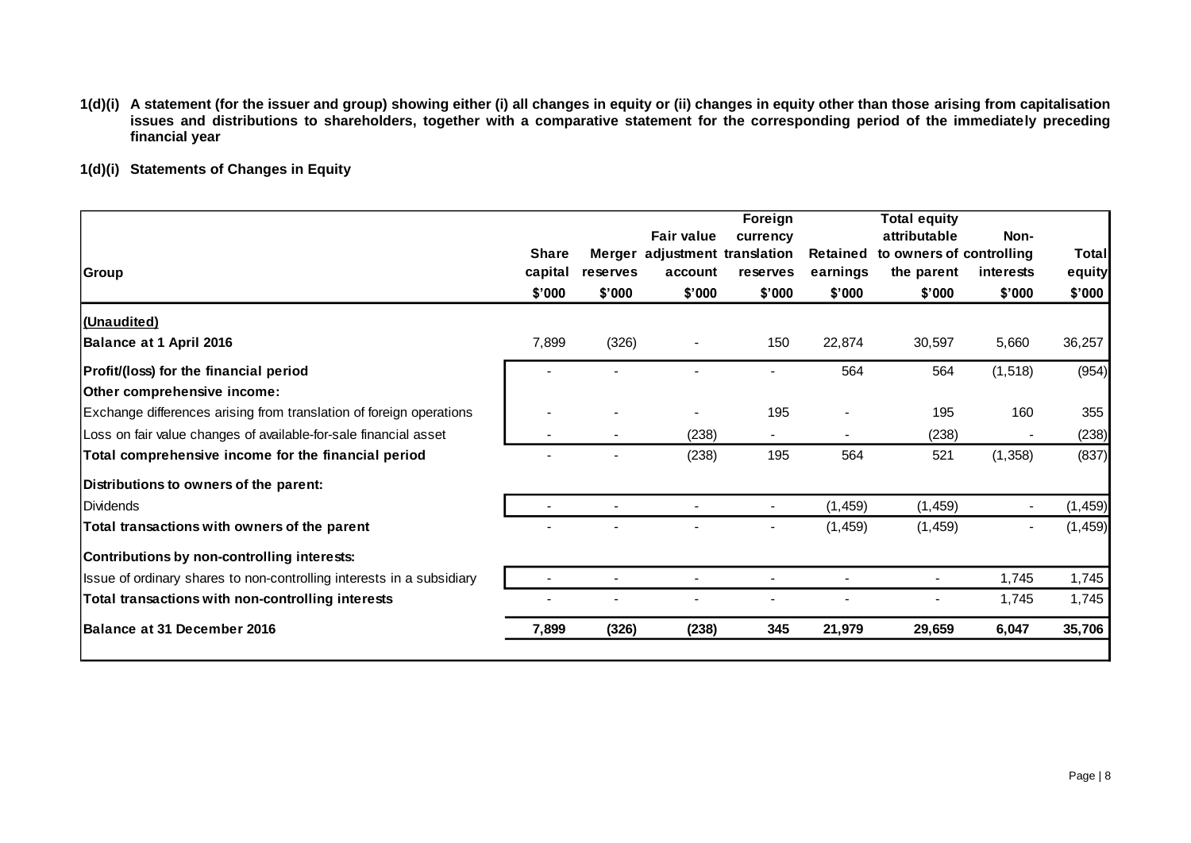**1(d)(i) A statement (for the issuer and group) showing either (i) all changes in equity or (ii) changes in equity other than those arising from capitalisation issues and distributions to shareholders, together with a comparative statement for the corresponding period of the immediately preceding financial year**

**1(d)(i) Statements of Changes in Equity**

| Group | Share capital | Merger reserves | Fair value adjustment account | Foreign currency translation reserves | Retained earnings | Total equity attributable to owners of the parent | Non-controlling interests | Total equity |
|---|---|---|---|---|---|---|---|---|
| | $'000 | $'000 | $'000 | $'000 | $'000 | $'000 | $'000 | $'000 |
| **(Unaudited)** | | | | | | | | |
| **Balance at 1 April 2016** | 7,899 | (326) | - | 150 | 22,874 | 30,597 | 5,660 | 36,257 |
| **Profit/(loss) for the financial period** | - | - | - | - | 564 | 564 | (1,518) | (954) |
| **Other comprehensive income:** | | | | | | | | |
| Exchange differences arising from translation of foreign operations | - | - | - | 195 | - | 195 | 160 | 355 |
| Loss on fair value changes of available-for-sale financial asset | - | - | (238) | - | - | (238) | - | (238) |
| **Total comprehensive income for the financial period** | - | - | (238) | 195 | 564 | 521 | (1,358) | (837) |
| **Distributions to owners of the parent:** | | | | | | | | |
| Dividends | - | - | - | - | (1,459) | (1,459) | - | (1,459) |
| **Total transactions with owners of the parent** | - | - | - | - | (1,459) | (1,459) | - | (1,459) |
| **Contributions by non-controlling interests:** | | | | | | | | |
| Issue of ordinary shares to non-controlling interests in a subsidiary | - | - | - | - | - | - | 1,745 | 1,745 |
| **Total transactions with non-controlling interests** | - | - | - | - | - | - | 1,745 | 1,745 |
| **Balance at 31 December 2016** | **7,899** | **(326)** | **(238)** | **345** | **21,979** | **29,659** | **6,047** | **35,706** |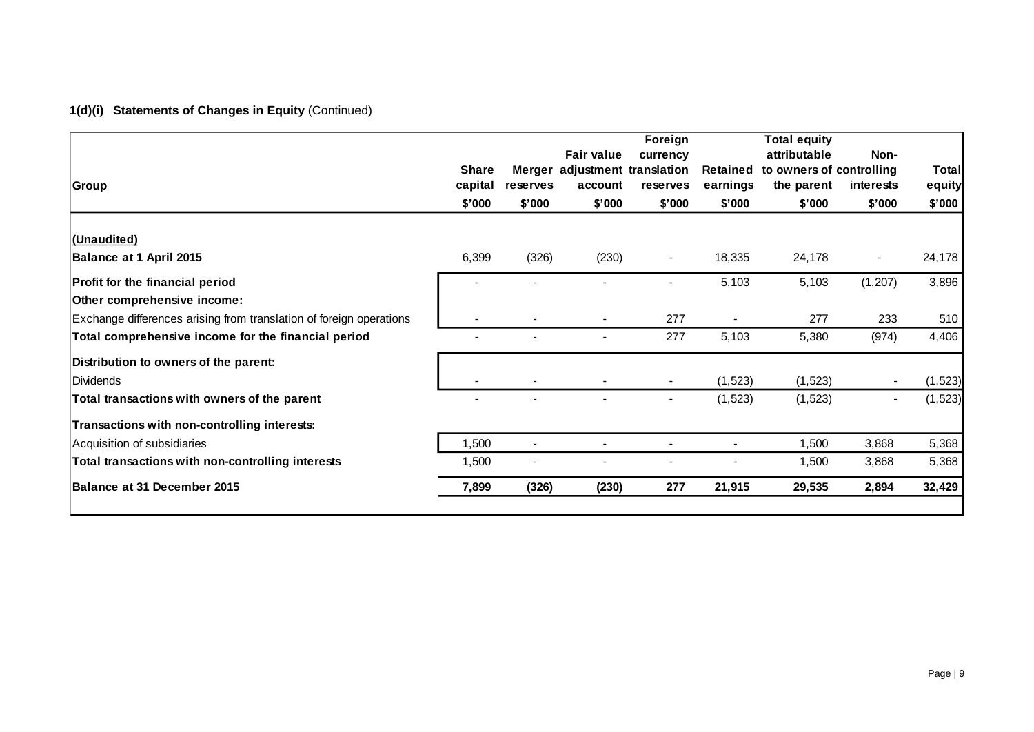**1(d)(i) Statements of Changes in Equity** (Continued)

| Group | Share capital | Merger reserves | Fair value adjustment account | Foreign currency translation reserves | Retained earnings | Total equity attributable to owners of the parent | Non-controlling interests | Total equity |
|---|---|---|---|---|---|---|---|---|
| | $'000 | $'000 | $'000 | $'000 | $'000 | $'000 | $'000 | $'000 |
| **(Unaudited)** | | | | | | | | |
| **Balance at 1 April 2015** | 6,399 | (326) | (230) | - | 18,335 | 24,178 | - | 24,178 |
| **Profit for the financial period** | - | - | - | - | 5,103 | 5,103 | (1,207) | 3,896 |
| **Other comprehensive income:** | | | | | | | | |
| Exchange differences arising from translation of foreign operations | - | - | - | 277 | - | 277 | 233 | 510 |
| **Total comprehensive income for the financial period** | - | - | - | 277 | 5,103 | 5,380 | (974) | 4,406 |
| **Distribution to owners of the parent:** | | | | | | | | |
| Dividends | - | - | - | - | (1,523) | (1,523) | - | (1,523) |
| **Total transactions with owners of the parent** | - | - | - | - | (1,523) | (1,523) | - | (1,523) |
| **Transactions with non-controlling interests:** | | | | | | | | |
| Acquisition of subsidiaries | 1,500 | - | - | - | - | 1,500 | 3,868 | 5,368 |
| **Total transactions with non-controlling interests** | 1,500 | - | - | - | - | 1,500 | 3,868 | 5,368 |
| **Balance at 31 December 2015** | **7,899** | **(326)** | **(230)** | **277** | **21,915** | **29,535** | **2,894** | **32,429** |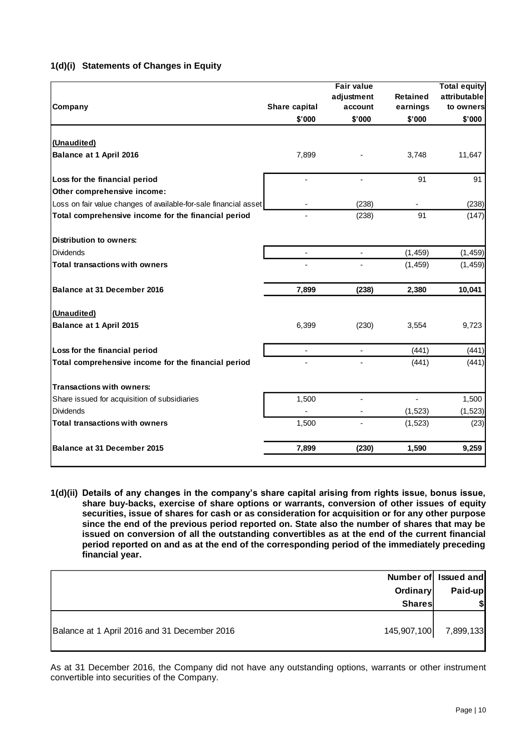### 1(d)(i) Statements of Changes in Equity

| Company | Share capital | Fair value adjustment account | Retained earnings | Total equity attributable to owners |
|---|---|---|---|---|
| | $'000 | $'000 | $'000 | $'000 |
| **(Unaudited)** | | | | |
| **Balance at 1 April 2016** | 7,899 | - | 3,748 | 11,647 |
| **Loss for the financial period** | - | - | 91 | 91 |
| **Other comprehensive income:** | | | | |
| Loss on fair value changes of available-for-sale financial asset | - | (238) | - | (238) |
| **Total comprehensive income for the financial period** | - | (238) | 91 | (147) |
| **Distribution to owners:** | | | | |
| Dividends | - | - | (1,459) | (1,459) |
| **Total transactions with owners** | - | - | (1,459) | (1,459) |
| **Balance at 31 December 2016** | **7,899** | **(238)** | **2,380** | **10,041** |
| **(Unaudited)** | | | | |
| **Balance at 1 April 2015** | 6,399 | (230) | 3,554 | 9,723 |
| **Loss for the financial period** | - | - | (441) | (441) |
| **Total comprehensive income for the financial period** | - | - | (441) | (441) |
| **Transactions with owners:** | | | | |
| Share issued for acquisition of subsidiaries | 1,500 | - | - | 1,500 |
| Dividends | - | - | (1,523) | (1,523) |
| **Total transactions with owners** | 1,500 | - | (1,523) | (23) |
| **Balance at 31 December 2015** | **7,899** | **(230)** | **1,590** | **9,259** |

**1(d)(ii) Details of any changes in the company's share capital arising from rights issue, bonus issue, share buy-backs, exercise of share options or warrants, conversion of other issues of equity securities, issue of shares for cash or as consideration for acquisition or for any other purpose since the end of the previous period reported on. State also the number of shares that may be issued on conversion of all the outstanding convertibles as at the end of the current financial period reported on and as at the end of the corresponding period of the immediately preceding financial year.**

| | Number of Ordinary Shares | Issued and Paid-up $ |
|---|---|---|
| Balance at 1 April 2016 and 31 December 2016 | 145,907,100 | 7,899,133 |

As at 31 December 2016, the Company did not have any outstanding options, warrants or other instrument convertible into securities of the Company.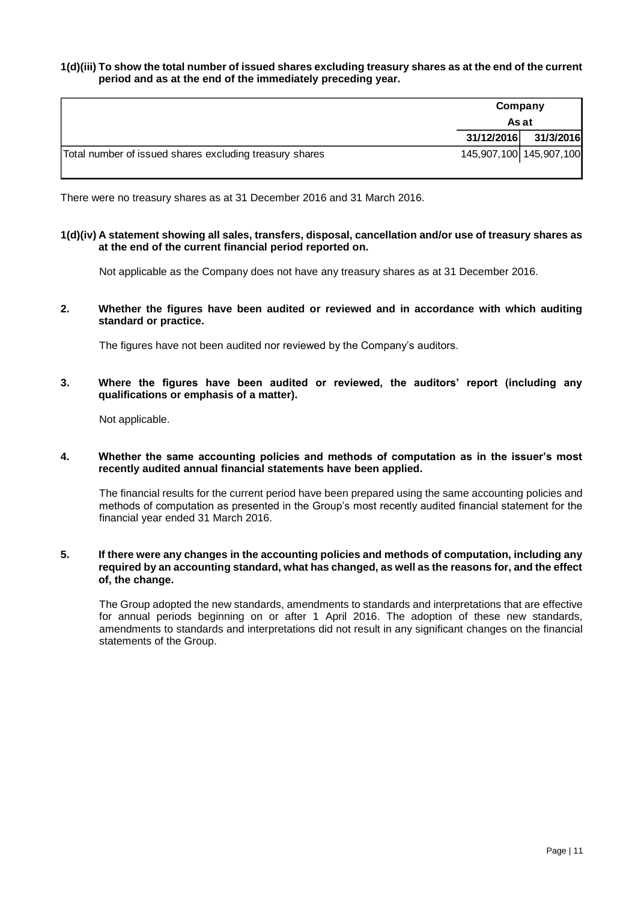**1(d)(iii) To show the total number of issued shares excluding treasury shares as at the end of the current period and as at the end of the immediately preceding year.**

| | Company | |
|---|---|---|
| | As at | |
| | 31/12/2016 | 31/3/2016 |
| Total number of issued shares excluding treasury shares | 145,907,100 | 145,907,100 |

There were no treasury shares as at 31 December 2016 and 31 March 2016.

**1(d)(iv) A statement showing all sales, transfers, disposal, cancellation and/or use of treasury shares as at the end of the current financial period reported on.**

Not applicable as the Company does not have any treasury shares as at 31 December 2016.

**2. Whether the figures have been audited or reviewed and in accordance with which auditing standard or practice.**

The figures have not been audited nor reviewed by the Company's auditors.

**3. Where the figures have been audited or reviewed, the auditors' report (including any qualifications or emphasis of a matter).**

Not applicable.

**4. Whether the same accounting policies and methods of computation as in the issuer's most recently audited annual financial statements have been applied.**

The financial results for the current period have been prepared using the same accounting policies and methods of computation as presented in the Group's most recently audited financial statement for the financial year ended 31 March 2016.

**5. If there were any changes in the accounting policies and methods of computation, including any required by an accounting standard, what has changed, as well as the reasons for, and the effect of, the change.**

The Group adopted the new standards, amendments to standards and interpretations that are effective for annual periods beginning on or after 1 April 2016. The adoption of these new standards, amendments to standards and interpretations did not result in any significant changes on the financial statements of the Group.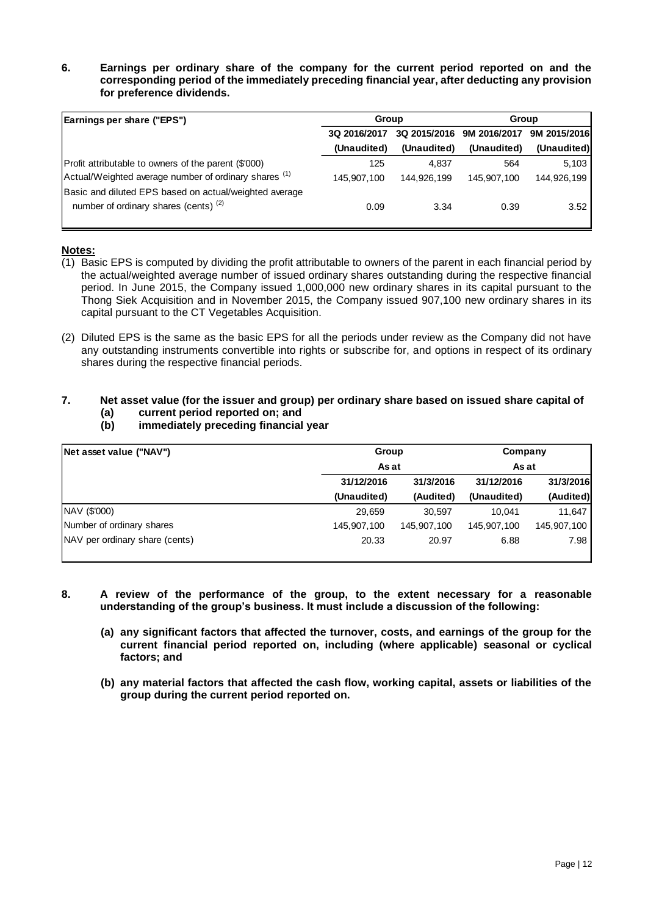**6. Earnings per ordinary share of the company for the current period reported on and the corresponding period of the immediately preceding financial year, after deducting any provision for preference dividends.**

| Earnings per share ("EPS") | Group | | Group | |
|---|---|---|---|---|
| | 3Q 2016/2017 | 3Q 2015/2016 | 9M 2016/2017 | 9M 2015/2016 |
| | (Unaudited) | (Unaudited) | (Unaudited) | (Unaudited) |
| Profit attributable to owners of the parent ($'000) | 125 | 4,837 | 564 | 5,103 |
| Actual/Weighted average number of ordinary shares [(1)] | 145,907,100 | 144,926,199 | 145,907,100 | 144,926,199 |
| Basic and diluted EPS based on actual/weighted average number of ordinary shares (cents) [(2)] | 0.09 | 3.34 | 0.39 | 3.52 |

**Notes:**

(1) Basic EPS is computed by dividing the profit attributable to owners of the parent in each financial period by the actual/weighted average number of issued ordinary shares outstanding during the respective financial period. In June 2015, the Company issued 1,000,000 new ordinary shares in its capital pursuant to the Thong Siek Acquisition and in November 2015, the Company issued 907,100 new ordinary shares in its capital pursuant to the CT Vegetables Acquisition.

(2) Diluted EPS is the same as the basic EPS for all the periods under review as the Company did not have any outstanding instruments convertible into rights or subscribe for, and options in respect of its ordinary shares during the respective financial periods.

**7. Net asset value (for the issuer and group) per ordinary share based on issued share capital of**
**(a) current period reported on; and**
**(b) immediately preceding financial year**

| Net asset value ("NAV") | Group | | Company | |
|---|---|---|---|---|
| | As at | | As at | |
| | 31/12/2016 | 31/3/2016 | 31/12/2016 | 31/3/2016 |
| | (Unaudited) | (Audited) | (Unaudited) | (Audited) |
| NAV ($'000) | 29,659 | 30,597 | 10,041 | 11,647 |
| Number of ordinary shares | 145,907,100 | 145,907,100 | 145,907,100 | 145,907,100 |
| NAV per ordinary share (cents) | 20.33 | 20.97 | 6.88 | 7.98 |

**8. A review of the performance of the group, to the extent necessary for a reasonable understanding of the group's business. It must include a discussion of the following:**

**(a) any significant factors that affected the turnover, costs, and earnings of the group for the current financial period reported on, including (where applicable) seasonal or cyclical factors; and**

**(b) any material factors that affected the cash flow, working capital, assets or liabilities of the group during the current period reported on.**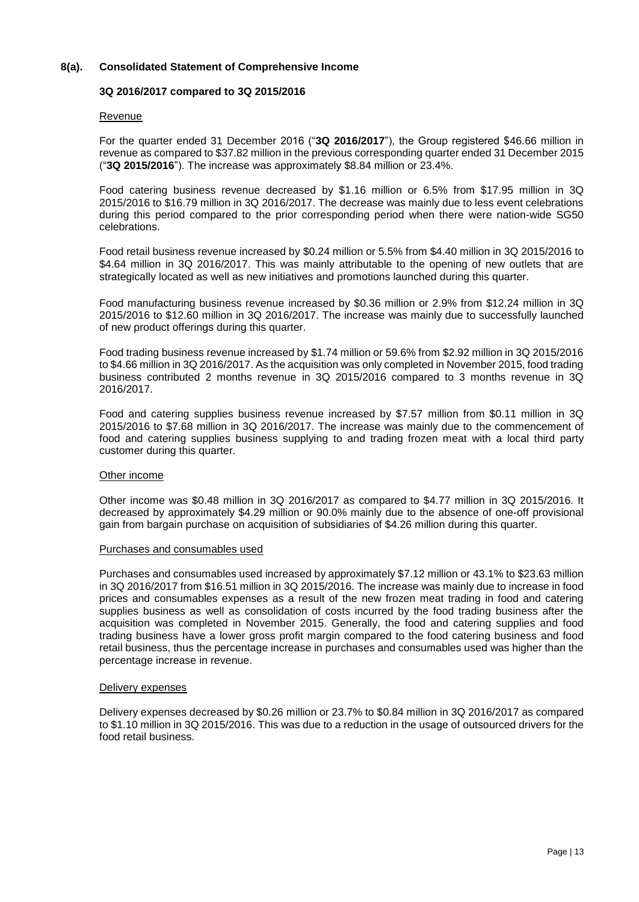## 8(a). Consolidated Statement of Comprehensive Income

### 3Q 2016/2017 compared to 3Q 2015/2016

Revenue

For the quarter ended 31 December 2016 ("**3Q 2016/2017**"), the Group registered $46.66 million in revenue as compared to $37.82 million in the previous corresponding quarter ended 31 December 2015 ("**3Q 2015/2016**"). The increase was approximately $8.84 million or 23.4%.

Food catering business revenue decreased by $1.16 million or 6.5% from $17.95 million in 3Q 2015/2016 to $16.79 million in 3Q 2016/2017. The decrease was mainly due to less event celebrations during this period compared to the prior corresponding period when there were nation-wide SG50 celebrations.

Food retail business revenue increased by $0.24 million or 5.5% from $4.40 million in 3Q 2015/2016 to $4.64 million in 3Q 2016/2017. This was mainly attributable to the opening of new outlets that are strategically located as well as new initiatives and promotions launched during this quarter.

Food manufacturing business revenue increased by $0.36 million or 2.9% from $12.24 million in 3Q 2015/2016 to $12.60 million in 3Q 2016/2017. The increase was mainly due to successfully launched of new product offerings during this quarter.

Food trading business revenue increased by $1.74 million or 59.6% from $2.92 million in 3Q 2015/2016 to $4.66 million in 3Q 2016/2017. As the acquisition was only completed in November 2015, food trading business contributed 2 months revenue in 3Q 2015/2016 compared to 3 months revenue in 3Q 2016/2017.

Food and catering supplies business revenue increased by $7.57 million from $0.11 million in 3Q 2015/2016 to $7.68 million in 3Q 2016/2017. The increase was mainly due to the commencement of food and catering supplies business supplying to and trading frozen meat with a local third party customer during this quarter.

Other income

Other income was $0.48 million in 3Q 2016/2017 as compared to $4.77 million in 3Q 2015/2016. It decreased by approximately $4.29 million or 90.0% mainly due to the absence of one-off provisional gain from bargain purchase on acquisition of subsidiaries of $4.26 million during this quarter.

Purchases and consumables used

Purchases and consumables used increased by approximately $7.12 million or 43.1% to $23.63 million in 3Q 2016/2017 from $16.51 million in 3Q 2015/2016. The increase was mainly due to increase in food prices and consumables expenses as a result of the new frozen meat trading in food and catering supplies business as well as consolidation of costs incurred by the food trading business after the acquisition was completed in November 2015. Generally, the food and catering supplies and food trading business have a lower gross profit margin compared to the food catering business and food retail business, thus the percentage increase in purchases and consumables used was higher than the percentage increase in revenue.

Delivery expenses

Delivery expenses decreased by $0.26 million or 23.7% to $0.84 million in 3Q 2016/2017 as compared to $1.10 million in 3Q 2015/2016. This was due to a reduction in the usage of outsourced drivers for the food retail business.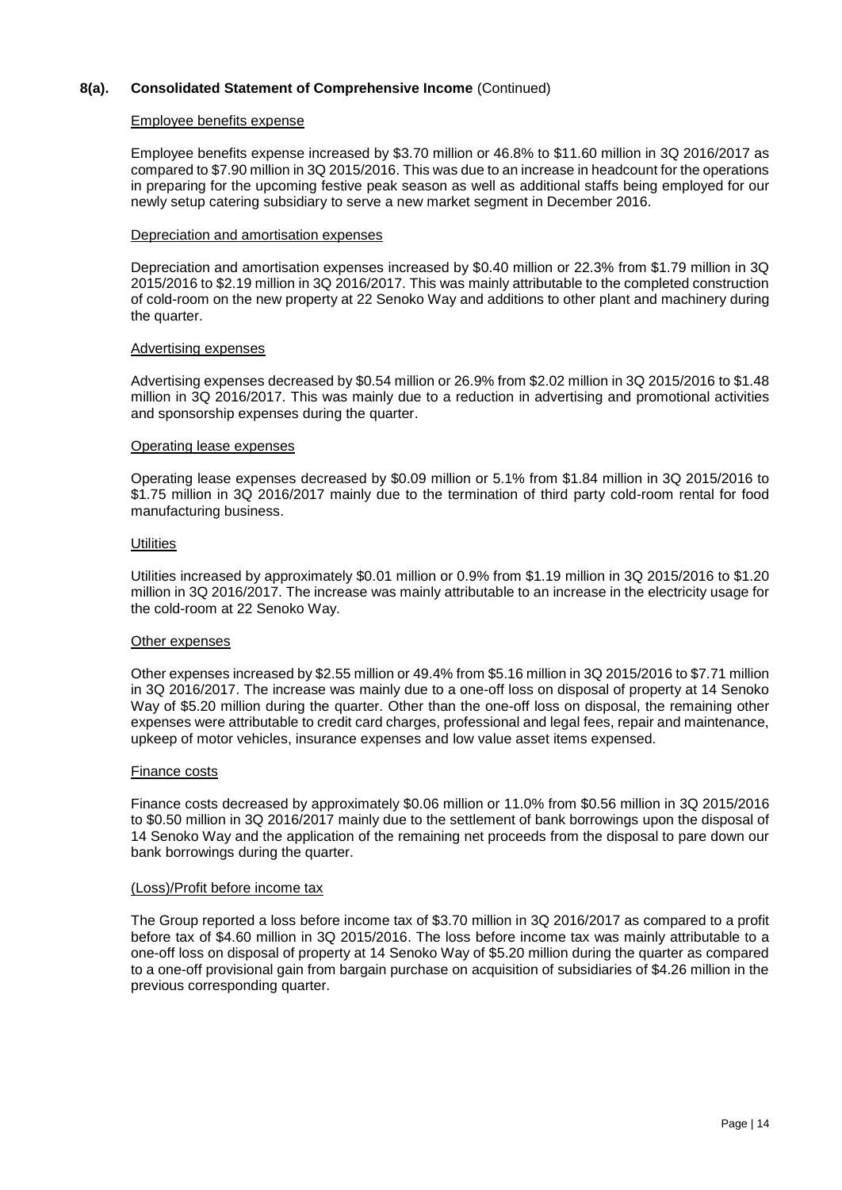## 8(a). Consolidated Statement of Comprehensive Income (Continued)

Employee benefits expense

Employee benefits expense increased by $3.70 million or 46.8% to $11.60 million in 3Q 2016/2017 as compared to $7.90 million in 3Q 2015/2016. This was due to an increase in headcount for the operations in preparing for the upcoming festive peak season as well as additional staffs being employed for our newly setup catering subsidiary to serve a new market segment in December 2016.

Depreciation and amortisation expenses

Depreciation and amortisation expenses increased by $0.40 million or 22.3% from $1.79 million in 3Q 2015/2016 to $2.19 million in 3Q 2016/2017. This was mainly attributable to the completed construction of cold-room on the new property at 22 Senoko Way and additions to other plant and machinery during the quarter.

Advertising expenses

Advertising expenses decreased by $0.54 million or 26.9% from $2.02 million in 3Q 2015/2016 to $1.48 million in 3Q 2016/2017. This was mainly due to a reduction in advertising and promotional activities and sponsorship expenses during the quarter.

Operating lease expenses

Operating lease expenses decreased by $0.09 million or 5.1% from $1.84 million in 3Q 2015/2016 to $1.75 million in 3Q 2016/2017 mainly due to the termination of third party cold-room rental for food manufacturing business.

Utilities

Utilities increased by approximately $0.01 million or 0.9% from $1.19 million in 3Q 2015/2016 to $1.20 million in 3Q 2016/2017. The increase was mainly attributable to an increase in the electricity usage for the cold-room at 22 Senoko Way.

Other expenses

Other expenses increased by $2.55 million or 49.4% from $5.16 million in 3Q 2015/2016 to $7.71 million in 3Q 2016/2017. The increase was mainly due to a one-off loss on disposal of property at 14 Senoko Way of $5.20 million during the quarter. Other than the one-off loss on disposal, the remaining other expenses were attributable to credit card charges, professional and legal fees, repair and maintenance, upkeep of motor vehicles, insurance expenses and low value asset items expensed.

Finance costs

Finance costs decreased by approximately $0.06 million or 11.0% from $0.56 million in 3Q 2015/2016 to $0.50 million in 3Q 2016/2017 mainly due to the settlement of bank borrowings upon the disposal of 14 Senoko Way and the application of the remaining net proceeds from the disposal to pare down our bank borrowings during the quarter.

(Loss)/Profit before income tax

The Group reported a loss before income tax of $3.70 million in 3Q 2016/2017 as compared to a profit before tax of $4.60 million in 3Q 2015/2016. The loss before income tax was mainly attributable to a one-off loss on disposal of property at 14 Senoko Way of $5.20 million during the quarter as compared to a one-off provisional gain from bargain purchase on acquisition of subsidiaries of $4.26 million in the previous corresponding quarter.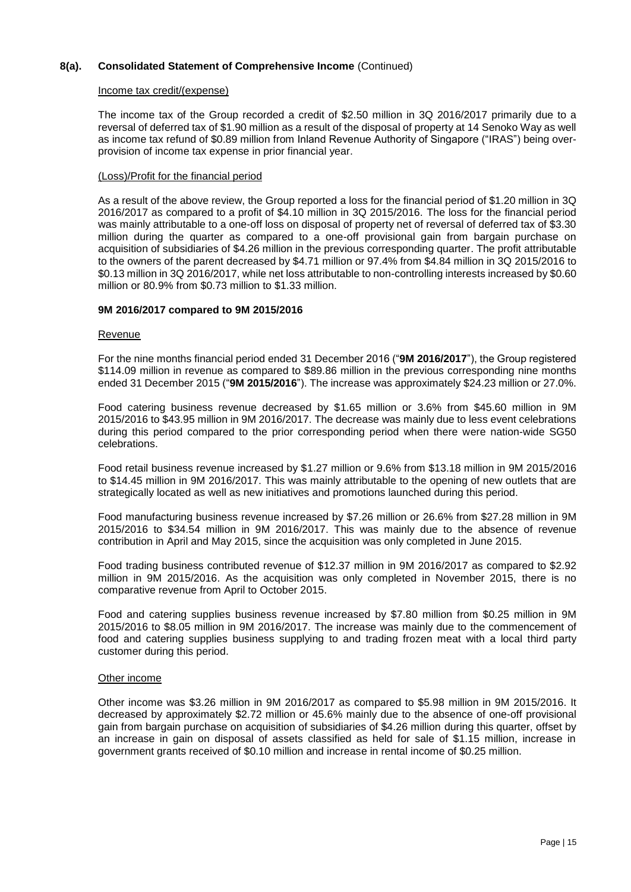## 8(a). Consolidated Statement of Comprehensive Income (Continued)

Income tax credit/(expense)

The income tax of the Group recorded a credit of $2.50 million in 3Q 2016/2017 primarily due to a reversal of deferred tax of $1.90 million as a result of the disposal of property at 14 Senoko Way as well as income tax refund of $0.89 million from Inland Revenue Authority of Singapore ("IRAS") being over-provision of income tax expense in prior financial year.

(Loss)/Profit for the financial period

As a result of the above review, the Group reported a loss for the financial period of $1.20 million in 3Q 2016/2017 as compared to a profit of $4.10 million in 3Q 2015/2016. The loss for the financial period was mainly attributable to a one-off loss on disposal of property net of reversal of deferred tax of $3.30 million during the quarter as compared to a one-off provisional gain from bargain purchase on acquisition of subsidiaries of $4.26 million in the previous corresponding quarter. The profit attributable to the owners of the parent decreased by $4.71 million or 97.4% from $4.84 million in 3Q 2015/2016 to $0.13 million in 3Q 2016/2017, while net loss attributable to non-controlling interests increased by $0.60 million or 80.9% from $0.73 million to $1.33 million.

### 9M 2016/2017 compared to 9M 2015/2016

Revenue

For the nine months financial period ended 31 December 2016 ("**9M 2016/2017**"), the Group registered $114.09 million in revenue as compared to $89.86 million in the previous corresponding nine months ended 31 December 2015 ("**9M 2015/2016**"). The increase was approximately $24.23 million or 27.0%.

Food catering business revenue decreased by $1.65 million or 3.6% from $45.60 million in 9M 2015/2016 to $43.95 million in 9M 2016/2017. The decrease was mainly due to less event celebrations during this period compared to the prior corresponding period when there were nation-wide SG50 celebrations.

Food retail business revenue increased by $1.27 million or 9.6% from $13.18 million in 9M 2015/2016 to $14.45 million in 9M 2016/2017. This was mainly attributable to the opening of new outlets that are strategically located as well as new initiatives and promotions launched during this period.

Food manufacturing business revenue increased by $7.26 million or 26.6% from $27.28 million in 9M 2015/2016 to $34.54 million in 9M 2016/2017. This was mainly due to the absence of revenue contribution in April and May 2015, since the acquisition was only completed in June 2015.

Food trading business contributed revenue of $12.37 million in 9M 2016/2017 as compared to $2.92 million in 9M 2015/2016. As the acquisition was only completed in November 2015, there is no comparative revenue from April to October 2015.

Food and catering supplies business revenue increased by $7.80 million from $0.25 million in 9M 2015/2016 to $8.05 million in 9M 2016/2017. The increase was mainly due to the commencement of food and catering supplies business supplying to and trading frozen meat with a local third party customer during this period.

Other income

Other income was $3.26 million in 9M 2016/2017 as compared to $5.98 million in 9M 2015/2016. It decreased by approximately $2.72 million or 45.6% mainly due to the absence of one-off provisional gain from bargain purchase on acquisition of subsidiaries of $4.26 million during this quarter, offset by an increase in gain on disposal of assets classified as held for sale of $1.15 million, increase in government grants received of $0.10 million and increase in rental income of $0.25 million.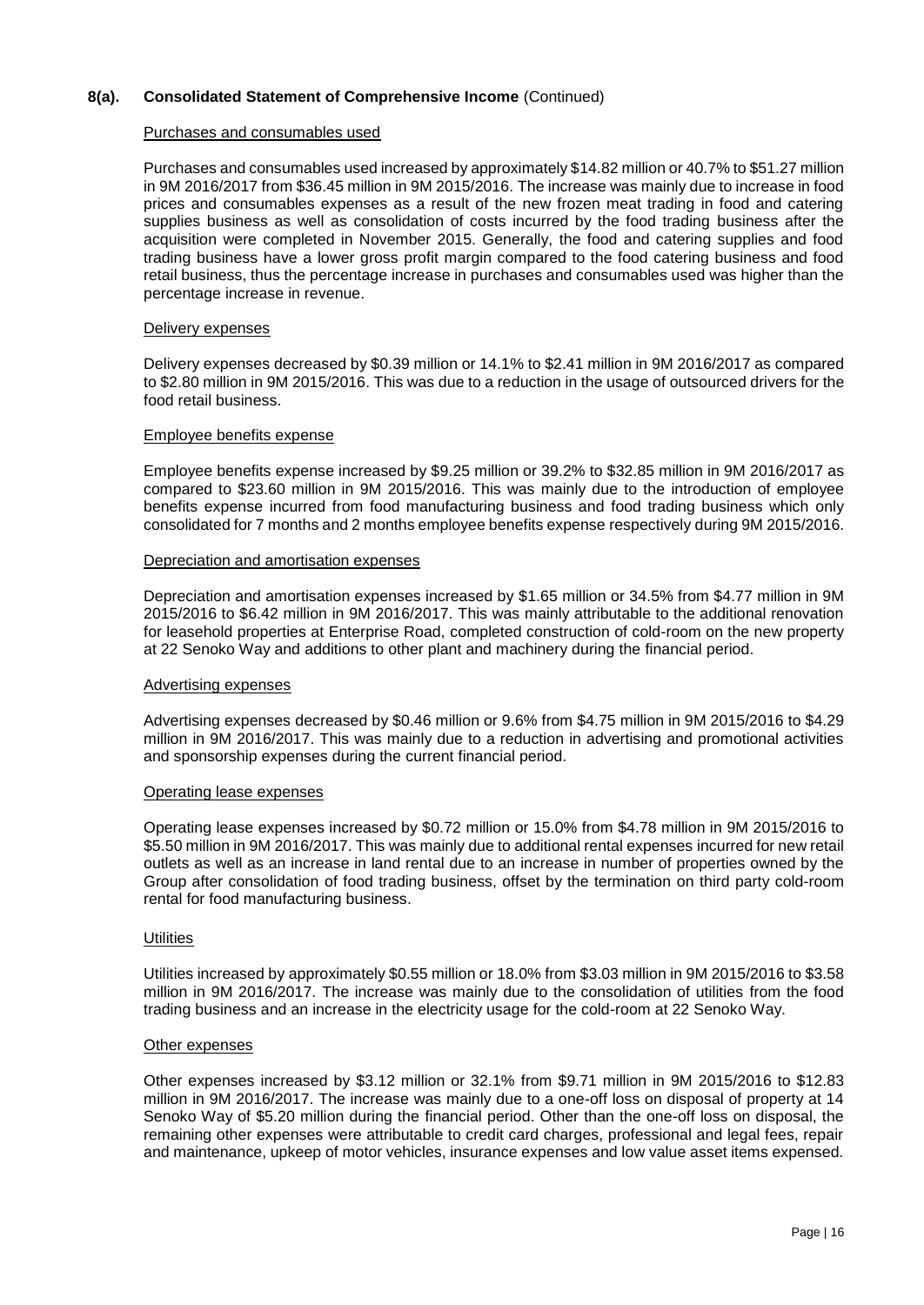## 8(a). Consolidated Statement of Comprehensive Income (Continued)

Purchases and consumables used

Purchases and consumables used increased by approximately $14.82 million or 40.7% to $51.27 million in 9M 2016/2017 from $36.45 million in 9M 2015/2016. The increase was mainly due to increase in food prices and consumables expenses as a result of the new frozen meat trading in food and catering supplies business as well as consolidation of costs incurred by the food trading business after the acquisition were completed in November 2015. Generally, the food and catering supplies and food trading business have a lower gross profit margin compared to the food catering business and food retail business, thus the percentage increase in purchases and consumables used was higher than the percentage increase in revenue.

Delivery expenses

Delivery expenses decreased by $0.39 million or 14.1% to $2.41 million in 9M 2016/2017 as compared to $2.80 million in 9M 2015/2016. This was due to a reduction in the usage of outsourced drivers for the food retail business.

Employee benefits expense

Employee benefits expense increased by $9.25 million or 39.2% to $32.85 million in 9M 2016/2017 as compared to $23.60 million in 9M 2015/2016. This was mainly due to the introduction of employee benefits expense incurred from food manufacturing business and food trading business which only consolidated for 7 months and 2 months employee benefits expense respectively during 9M 2015/2016.

Depreciation and amortisation expenses

Depreciation and amortisation expenses increased by $1.65 million or 34.5% from $4.77 million in 9M 2015/2016 to $6.42 million in 9M 2016/2017. This was mainly attributable to the additional renovation for leasehold properties at Enterprise Road, completed construction of cold-room on the new property at 22 Senoko Way and additions to other plant and machinery during the financial period.

Advertising expenses

Advertising expenses decreased by $0.46 million or 9.6% from $4.75 million in 9M 2015/2016 to $4.29 million in 9M 2016/2017. This was mainly due to a reduction in advertising and promotional activities and sponsorship expenses during the current financial period.

Operating lease expenses

Operating lease expenses increased by $0.72 million or 15.0% from $4.78 million in 9M 2015/2016 to $5.50 million in 9M 2016/2017. This was mainly due to additional rental expenses incurred for new retail outlets as well as an increase in land rental due to an increase in number of properties owned by the Group after consolidation of food trading business, offset by the termination on third party cold-room rental for food manufacturing business.

Utilities

Utilities increased by approximately $0.55 million or 18.0% from $3.03 million in 9M 2015/2016 to $3.58 million in 9M 2016/2017. The increase was mainly due to the consolidation of utilities from the food trading business and an increase in the electricity usage for the cold-room at 22 Senoko Way.

Other expenses

Other expenses increased by $3.12 million or 32.1% from $9.71 million in 9M 2015/2016 to $12.83 million in 9M 2016/2017. The increase was mainly due to a one-off loss on disposal of property at 14 Senoko Way of $5.20 million during the financial period. Other than the one-off loss on disposal, the remaining other expenses were attributable to credit card charges, professional and legal fees, repair and maintenance, upkeep of motor vehicles, insurance expenses and low value asset items expensed.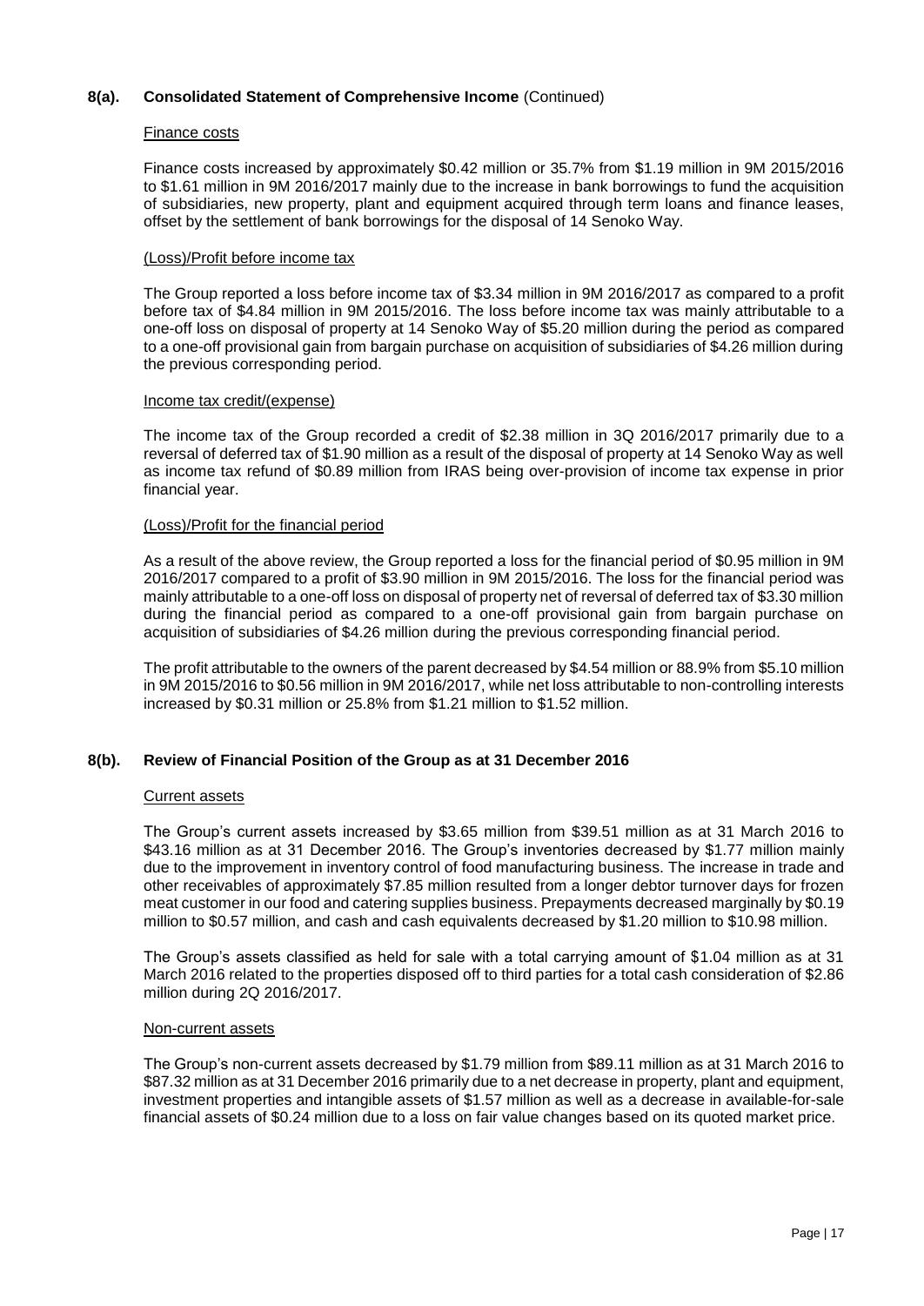## 8(a). Consolidated Statement of Comprehensive Income (Continued)

Finance costs

Finance costs increased by approximately $0.42 million or 35.7% from $1.19 million in 9M 2015/2016 to $1.61 million in 9M 2016/2017 mainly due to the increase in bank borrowings to fund the acquisition of subsidiaries, new property, plant and equipment acquired through term loans and finance leases, offset by the settlement of bank borrowings for the disposal of 14 Senoko Way.

(Loss)/Profit before income tax

The Group reported a loss before income tax of $3.34 million in 9M 2016/2017 as compared to a profit before tax of $4.84 million in 9M 2015/2016. The loss before income tax was mainly attributable to a one-off loss on disposal of property at 14 Senoko Way of $5.20 million during the period as compared to a one-off provisional gain from bargain purchase on acquisition of subsidiaries of $4.26 million during the previous corresponding period.

Income tax credit/(expense)

The income tax of the Group recorded a credit of $2.38 million in 3Q 2016/2017 primarily due to a reversal of deferred tax of $1.90 million as a result of the disposal of property at 14 Senoko Way as well as income tax refund of $0.89 million from IRAS being over-provision of income tax expense in prior financial year.

(Loss)/Profit for the financial period

As a result of the above review, the Group reported a loss for the financial period of $0.95 million in 9M 2016/2017 compared to a profit of $3.90 million in 9M 2015/2016. The loss for the financial period was mainly attributable to a one-off loss on disposal of property net of reversal of deferred tax of $3.30 million during the financial period as compared to a one-off provisional gain from bargain purchase on acquisition of subsidiaries of $4.26 million during the previous corresponding financial period.

The profit attributable to the owners of the parent decreased by $4.54 million or 88.9% from $5.10 million in 9M 2015/2016 to $0.56 million in 9M 2016/2017, while net loss attributable to non-controlling interests increased by $0.31 million or 25.8% from $1.21 million to $1.52 million.

## 8(b). Review of Financial Position of the Group as at 31 December 2016

Current assets

The Group's current assets increased by $3.65 million from $39.51 million as at 31 March 2016 to $43.16 million as at 31 December 2016. The Group's inventories decreased by $1.77 million mainly due to the improvement in inventory control of food manufacturing business. The increase in trade and other receivables of approximately $7.85 million resulted from a longer debtor turnover days for frozen meat customer in our food and catering supplies business. Prepayments decreased marginally by $0.19 million to $0.57 million, and cash and cash equivalents decreased by $1.20 million to $10.98 million.

The Group's assets classified as held for sale with a total carrying amount of $1.04 million as at 31 March 2016 related to the properties disposed off to third parties for a total cash consideration of $2.86 million during 2Q 2016/2017.

Non-current assets

The Group's non-current assets decreased by $1.79 million from $89.11 million as at 31 March 2016 to $87.32 million as at 31 December 2016 primarily due to a net decrease in property, plant and equipment, investment properties and intangible assets of $1.57 million as well as a decrease in available-for-sale financial assets of $0.24 million due to a loss on fair value changes based on its quoted market price.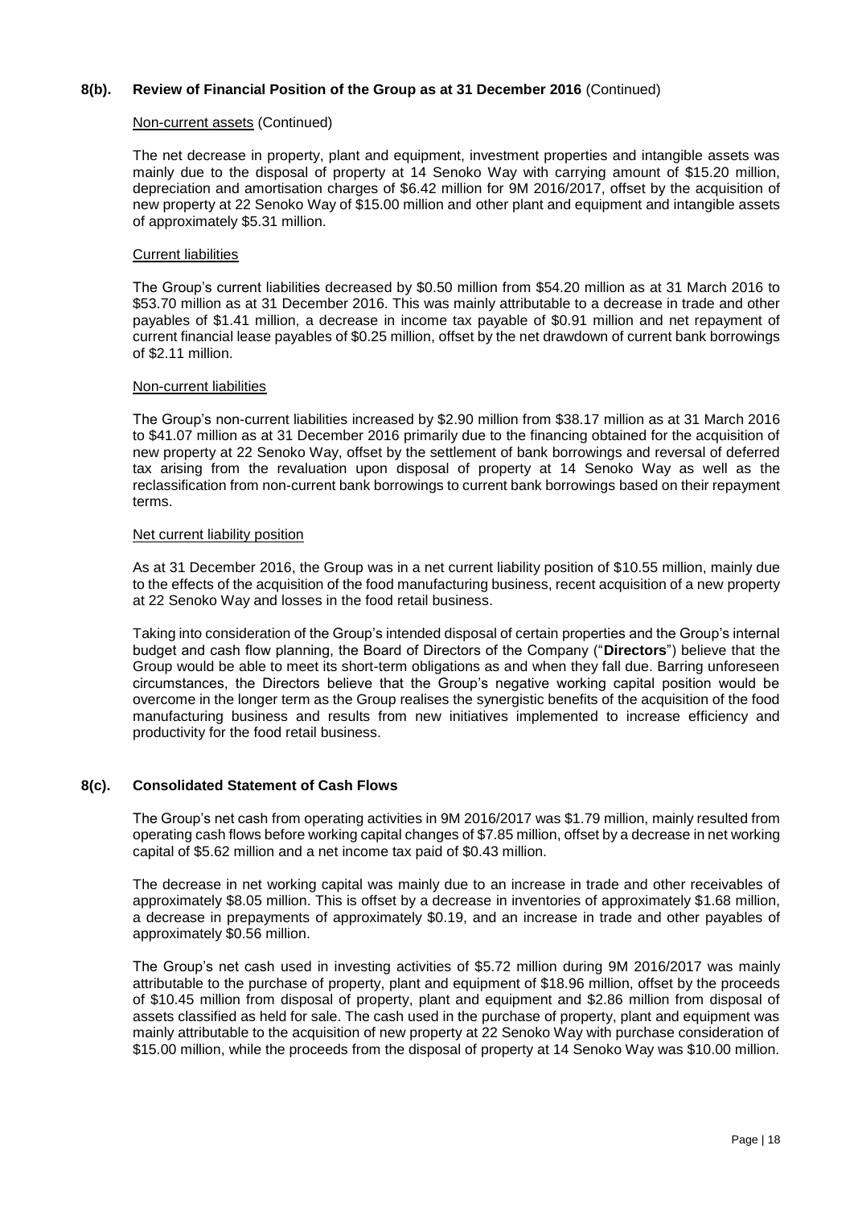### 8(b). Review of Financial Position of the Group as at 31 December 2016 (Continued)

Non-current assets (Continued)

The net decrease in property, plant and equipment, investment properties and intangible assets was mainly due to the disposal of property at 14 Senoko Way with carrying amount of $15.20 million, depreciation and amortisation charges of $6.42 million for 9M 2016/2017, offset by the acquisition of new property at 22 Senoko Way of $15.00 million and other plant and equipment and intangible assets of approximately $5.31 million.

Current liabilities

The Group's current liabilities decreased by $0.50 million from $54.20 million as at 31 March 2016 to $53.70 million as at 31 December 2016. This was mainly attributable to a decrease in trade and other payables of $1.41 million, a decrease in income tax payable of $0.91 million and net repayment of current financial lease payables of $0.25 million, offset by the net drawdown of current bank borrowings of $2.11 million.

Non-current liabilities

The Group's non-current liabilities increased by $2.90 million from $38.17 million as at 31 March 2016 to $41.07 million as at 31 December 2016 primarily due to the financing obtained for the acquisition of new property at 22 Senoko Way, offset by the settlement of bank borrowings and reversal of deferred tax arising from the revaluation upon disposal of property at 14 Senoko Way as well as the reclassification from non-current bank borrowings to current bank borrowings based on their repayment terms.

Net current liability position

As at 31 December 2016, the Group was in a net current liability position of $10.55 million, mainly due to the effects of the acquisition of the food manufacturing business, recent acquisition of a new property at 22 Senoko Way and losses in the food retail business.

Taking into consideration of the Group's intended disposal of certain properties and the Group's internal budget and cash flow planning, the Board of Directors of the Company ("**Directors**") believe that the Group would be able to meet its short-term obligations as and when they fall due. Barring unforeseen circumstances, the Directors believe that the Group's negative working capital position would be overcome in the longer term as the Group realises the synergistic benefits of the acquisition of the food manufacturing business and results from new initiatives implemented to increase efficiency and productivity for the food retail business.

### 8(c). Consolidated Statement of Cash Flows

The Group's net cash from operating activities in 9M 2016/2017 was $1.79 million, mainly resulted from operating cash flows before working capital changes of $7.85 million, offset by a decrease in net working capital of $5.62 million and a net income tax paid of $0.43 million.

The decrease in net working capital was mainly due to an increase in trade and other receivables of approximately $8.05 million. This is offset by a decrease in inventories of approximately $1.68 million, a decrease in prepayments of approximately $0.19, and an increase in trade and other payables of approximately $0.56 million.

The Group's net cash used in investing activities of $5.72 million during 9M 2016/2017 was mainly attributable to the purchase of property, plant and equipment of $18.96 million, offset by the proceeds of $10.45 million from disposal of property, plant and equipment and $2.86 million from disposal of assets classified as held for sale. The cash used in the purchase of property, plant and equipment was mainly attributable to the acquisition of new property at 22 Senoko Way with purchase consideration of $15.00 million, while the proceeds from the disposal of property at 14 Senoko Way was $10.00 million.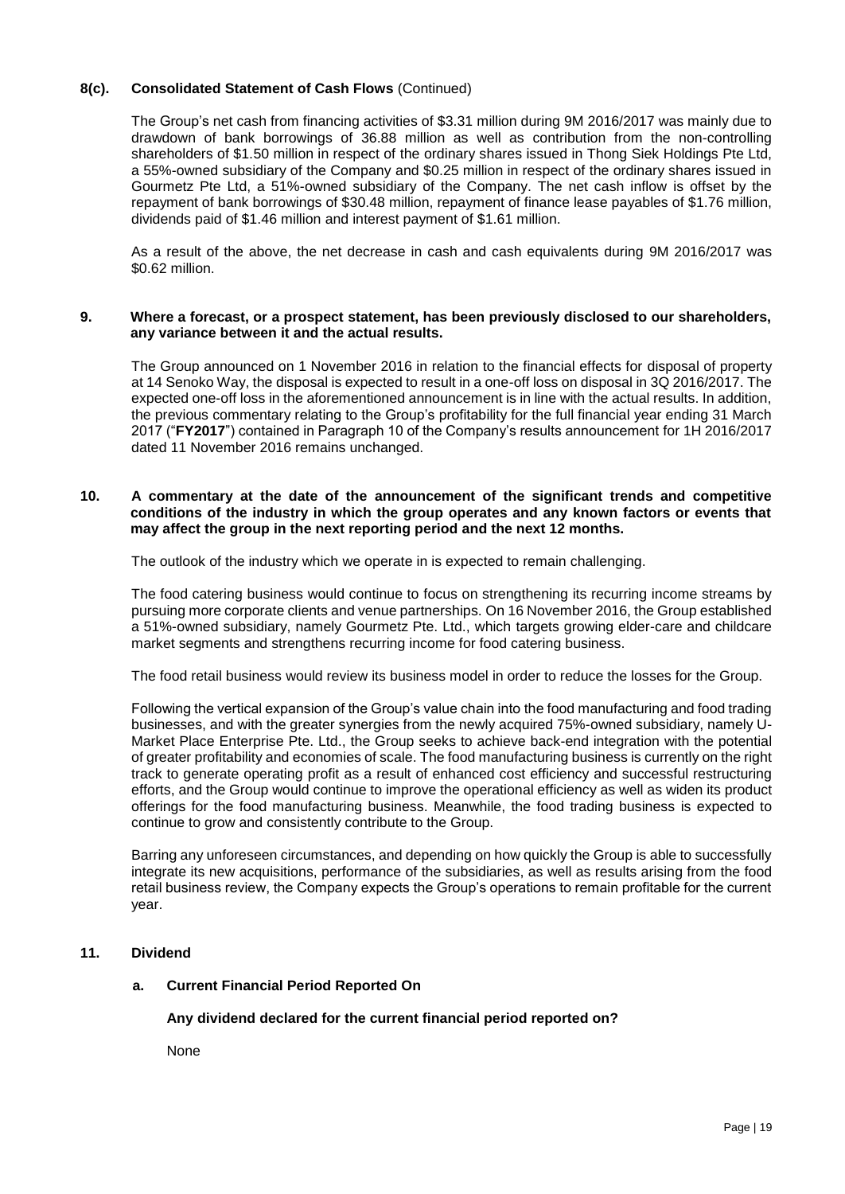### 8(c). Consolidated Statement of Cash Flows (Continued)

The Group's net cash from financing activities of $3.31 million during 9M 2016/2017 was mainly due to drawdown of bank borrowings of 36.88 million as well as contribution from the non-controlling shareholders of $1.50 million in respect of the ordinary shares issued in Thong Siek Holdings Pte Ltd, a 55%-owned subsidiary of the Company and $0.25 million in respect of the ordinary shares issued in Gourmetz Pte Ltd, a 51%-owned subsidiary of the Company. The net cash inflow is offset by the repayment of bank borrowings of $30.48 million, repayment of finance lease payables of $1.76 million, dividends paid of $1.46 million and interest payment of $1.61 million.

As a result of the above, the net decrease in cash and cash equivalents during 9M 2016/2017 was $0.62 million.

### 9. Where a forecast, or a prospect statement, has been previously disclosed to our shareholders, any variance between it and the actual results.

The Group announced on 1 November 2016 in relation to the financial effects for disposal of property at 14 Senoko Way, the disposal is expected to result in a one-off loss on disposal in 3Q 2016/2017. The expected one-off loss in the aforementioned announcement is in line with the actual results. In addition, the previous commentary relating to the Group's profitability for the full financial year ending 31 March 2017 ("**FY2017**") contained in Paragraph 10 of the Company's results announcement for 1H 2016/2017 dated 11 November 2016 remains unchanged.

### 10. A commentary at the date of the announcement of the significant trends and competitive conditions of the industry in which the group operates and any known factors or events that may affect the group in the next reporting period and the next 12 months.

The outlook of the industry which we operate in is expected to remain challenging.

The food catering business would continue to focus on strengthening its recurring income streams by pursuing more corporate clients and venue partnerships. On 16 November 2016, the Group established a 51%-owned subsidiary, namely Gourmetz Pte. Ltd., which targets growing elder-care and childcare market segments and strengthens recurring income for food catering business.

The food retail business would review its business model in order to reduce the losses for the Group.

Following the vertical expansion of the Group's value chain into the food manufacturing and food trading businesses, and with the greater synergies from the newly acquired 75%-owned subsidiary, namely U-Market Place Enterprise Pte. Ltd., the Group seeks to achieve back-end integration with the potential of greater profitability and economies of scale. The food manufacturing business is currently on the right track to generate operating profit as a result of enhanced cost efficiency and successful restructuring efforts, and the Group would continue to improve the operational efficiency as well as widen its product offerings for the food manufacturing business. Meanwhile, the food trading business is expected to continue to grow and consistently contribute to the Group.

Barring any unforeseen circumstances, and depending on how quickly the Group is able to successfully integrate its new acquisitions, performance of the subsidiaries, as well as results arising from the food retail business review, the Company expects the Group's operations to remain profitable for the current year.

### 11. Dividend

#### a. Current Financial Period Reported On

**Any dividend declared for the current financial period reported on?**

None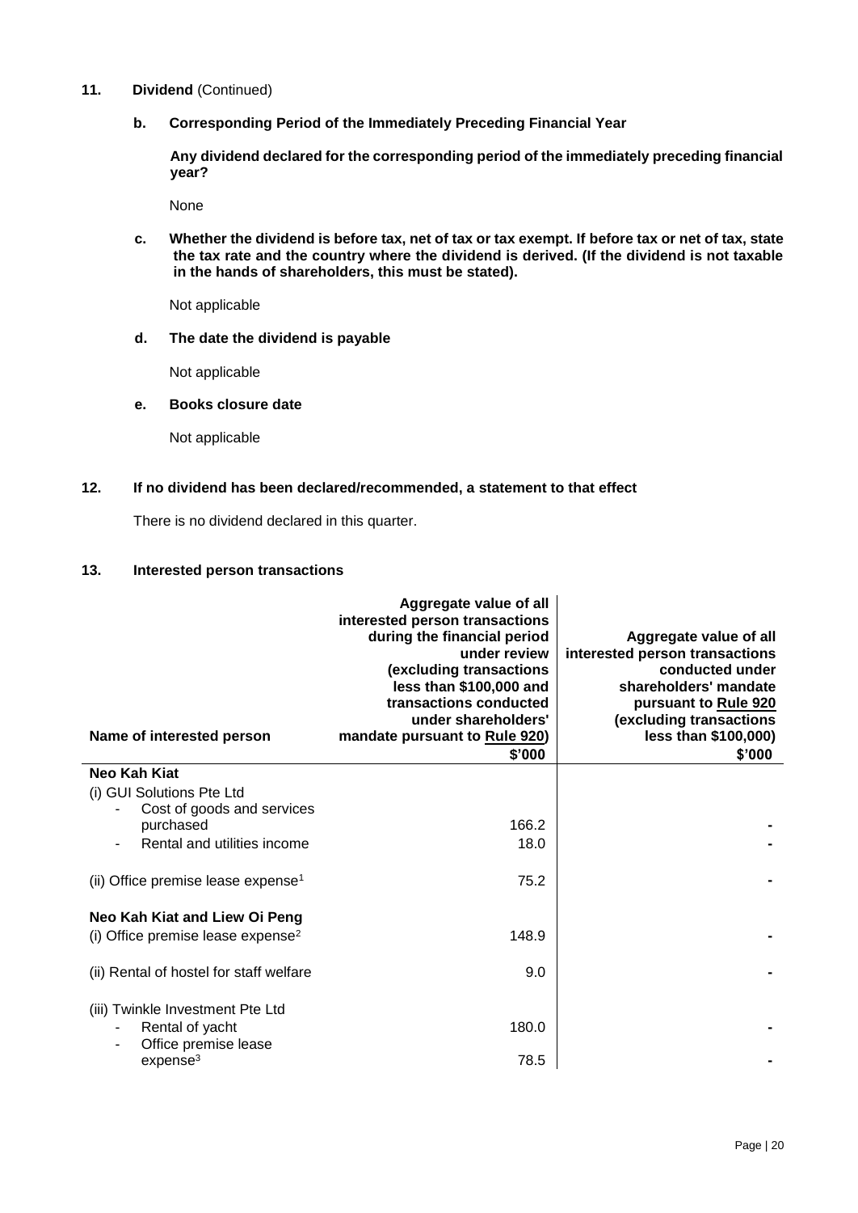**11. Dividend** (Continued)

**b. Corresponding Period of the Immediately Preceding Financial Year**

**Any dividend declared for the corresponding period of the immediately preceding financial year?**

None

**c. Whether the dividend is before tax, net of tax or tax exempt. If before tax or net of tax, state the tax rate and the country where the dividend is derived. (If the dividend is not taxable in the hands of shareholders, this must be stated).**

Not applicable

**d. The date the dividend is payable**

Not applicable

**e. Books closure date**

Not applicable

**12. If no dividend has been declared/recommended, a statement to that effect**

There is no dividend declared in this quarter.

**13. Interested person transactions**

| Name of interested person | Aggregate value of all interested person transactions during the financial period under review (excluding transactions less than \$100,000 and transactions conducted under shareholders' mandate pursuant to Rule 920) \$'000 | Aggregate value of all interested person transactions conducted under shareholders' mandate pursuant to Rule 920 (excluding transactions less than \$100,000) \$'000 |
|---|---|---|
| **Neo Kah Kiat** | | |
| (i) GUI Solutions Pte Ltd | | |
| - Cost of goods and services purchased | 166.2 | - |
| - Rental and utilities income | 18.0 | - |
| (ii) Office premise lease expense[1] | 75.2 | - |
| **Neo Kah Kiat and Liew Oi Peng** | | |
| (i) Office premise lease expense[2] | 148.9 | - |
| (ii) Rental of hostel for staff welfare | 9.0 | - |
| (iii) Twinkle Investment Pte Ltd | | |
| - Rental of yacht | 180.0 | - |
| - Office premise lease expense[3] | 78.5 | - |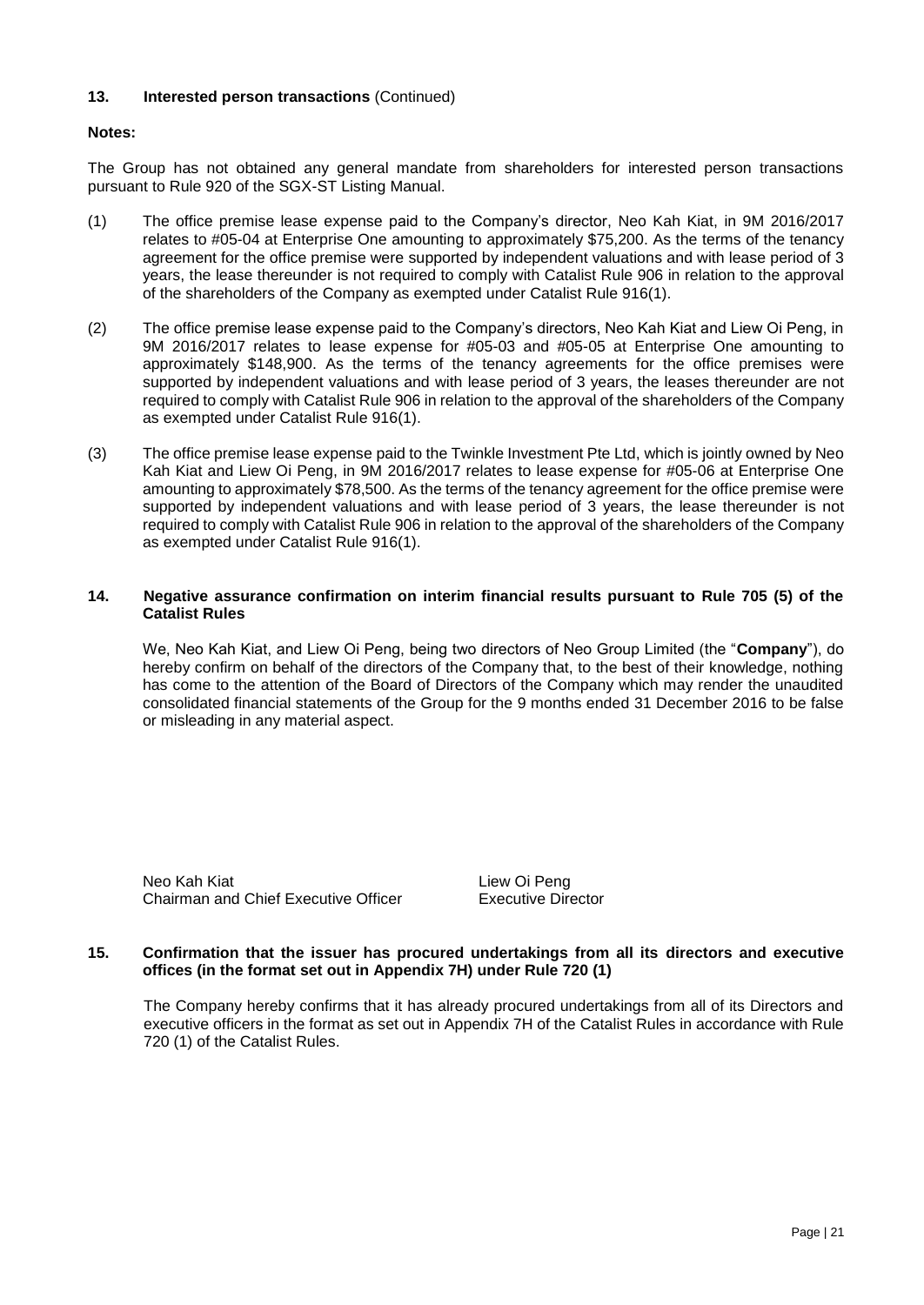## 13. Interested person transactions (Continued)

**Notes:**

The Group has not obtained any general mandate from shareholders for interested person transactions pursuant to Rule 920 of the SGX-ST Listing Manual.

(1) The office premise lease expense paid to the Company's director, Neo Kah Kiat, in 9M 2016/2017 relates to #05-04 at Enterprise One amounting to approximately $75,200. As the terms of the tenancy agreement for the office premise were supported by independent valuations and with lease period of 3 years, the lease thereunder is not required to comply with Catalist Rule 906 in relation to the approval of the shareholders of the Company as exempted under Catalist Rule 916(1).

(2) The office premise lease expense paid to the Company's directors, Neo Kah Kiat and Liew Oi Peng, in 9M 2016/2017 relates to lease expense for #05-03 and #05-05 at Enterprise One amounting to approximately $148,900. As the terms of the tenancy agreements for the office premises were supported by independent valuations and with lease period of 3 years, the leases thereunder are not required to comply with Catalist Rule 906 in relation to the approval of the shareholders of the Company as exempted under Catalist Rule 916(1).

(3) The office premise lease expense paid to the Twinkle Investment Pte Ltd, which is jointly owned by Neo Kah Kiat and Liew Oi Peng, in 9M 2016/2017 relates to lease expense for #05-06 at Enterprise One amounting to approximately $78,500. As the terms of the tenancy agreement for the office premise were supported by independent valuations and with lease period of 3 years, the lease thereunder is not required to comply with Catalist Rule 906 in relation to the approval of the shareholders of the Company as exempted under Catalist Rule 916(1).

## 14. Negative assurance confirmation on interim financial results pursuant to Rule 705 (5) of the Catalist Rules

We, Neo Kah Kiat, and Liew Oi Peng, being two directors of Neo Group Limited (the "**Company**"), do hereby confirm on behalf of the directors of the Company that, to the best of their knowledge, nothing has come to the attention of the Board of Directors of the Company which may render the unaudited consolidated financial statements of the Group for the 9 months ended 31 December 2016 to be false or misleading in any material aspect.

Neo Kah Kiat
Chairman and Chief Executive Officer

Liew Oi Peng
Executive Director

## 15. Confirmation that the issuer has procured undertakings from all its directors and executive offices (in the format set out in Appendix 7H) under Rule 720 (1)

The Company hereby confirms that it has already procured undertakings from all of its Directors and executive officers in the format as set out in Appendix 7H of the Catalist Rules in accordance with Rule 720 (1) of the Catalist Rules.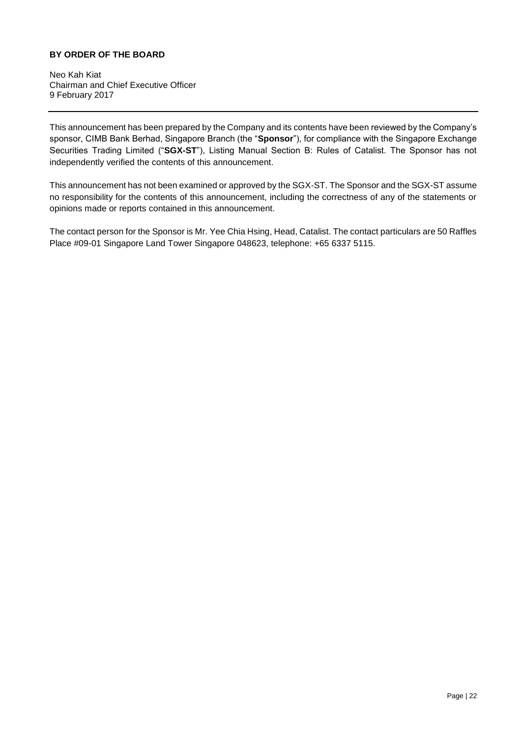**BY ORDER OF THE BOARD**

Neo Kah Kiat
Chairman and Chief Executive Officer
9 February 2017

---

This announcement has been prepared by the Company and its contents have been reviewed by the Company's sponsor, CIMB Bank Berhad, Singapore Branch (the "**Sponsor**"), for compliance with the Singapore Exchange Securities Trading Limited ("**SGX-ST**"), Listing Manual Section B: Rules of Catalist. The Sponsor has not independently verified the contents of this announcement.

This announcement has not been examined or approved by the SGX-ST. The Sponsor and the SGX-ST assume no responsibility for the contents of this announcement, including the correctness of any of the statements or opinions made or reports contained in this announcement.

The contact person for the Sponsor is Mr. Yee Chia Hsing, Head, Catalist. The contact particulars are 50 Raffles Place #09-01 Singapore Land Tower Singapore 048623, telephone: +65 6337 5115.